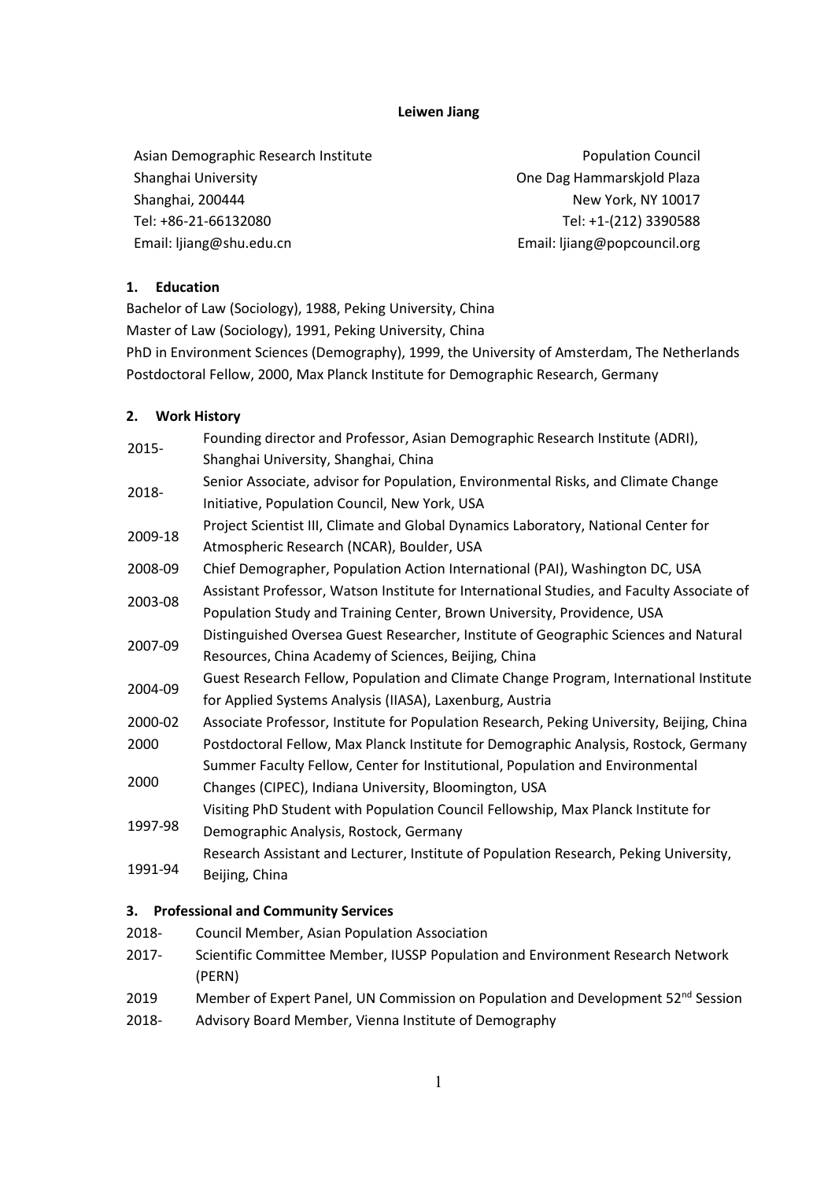**Leiwen Jiang**

Asian Demographic Research Institute
Shanghai University
Shanghai, 200444
Tel: +86-21-66132080
Email: ljiang@shu.edu.cn

Population Council
One Dag Hammarskjold Plaza
New York, NY 10017
Tel: +1-(212) 3390588
Email: ljiang@popcouncil.org

## 1. Education

Bachelor of Law (Sociology), 1988, Peking University, China
Master of Law (Sociology), 1991, Peking University, China
PhD in Environment Sciences (Demography), 1999, the University of Amsterdam, The Netherlands
Postdoctoral Fellow, 2000, Max Planck Institute for Demographic Research, Germany

## 2. Work History

| | |
|---|---|
| 2015- | Founding director and Professor, Asian Demographic Research Institute (ADRI), Shanghai University, Shanghai, China |
| 2018- | Senior Associate, advisor for Population, Environmental Risks, and Climate Change Initiative, Population Council, New York, USA |
| 2009-18 | Project Scientist III, Climate and Global Dynamics Laboratory, National Center for Atmospheric Research (NCAR), Boulder, USA |
| 2008-09 | Chief Demographer, Population Action International (PAI), Washington DC, USA |
| 2003-08 | Assistant Professor, Watson Institute for International Studies, and Faculty Associate of Population Study and Training Center, Brown University, Providence, USA |
| 2007-09 | Distinguished Oversea Guest Researcher, Institute of Geographic Sciences and Natural Resources, China Academy of Sciences, Beijing, China |
| 2004-09 | Guest Research Fellow, Population and Climate Change Program, International Institute for Applied Systems Analysis (IIASA), Laxenburg, Austria |
| 2000-02 | Associate Professor, Institute for Population Research, Peking University, Beijing, China |
| 2000 | Postdoctoral Fellow, Max Planck Institute for Demographic Analysis, Rostock, Germany |
| 2000 | Summer Faculty Fellow, Center for Institutional, Population and Environmental Changes (CIPEC), Indiana University, Bloomington, USA |
| 1997-98 | Visiting PhD Student with Population Council Fellowship, Max Planck Institute for Demographic Analysis, Rostock, Germany |
| 1991-94 | Research Assistant and Lecturer, Institute of Population Research, Peking University, Beijing, China |

## 3. Professional and Community Services

| | |
|---|---|
| 2018- | Council Member, Asian Population Association |
| 2017- | Scientific Committee Member, IUSSP Population and Environment Research Network (PERN) |
| 2019 | Member of Expert Panel, UN Commission on Population and Development 52nd Session |
| 2018- | Advisory Board Member, Vienna Institute of Demography |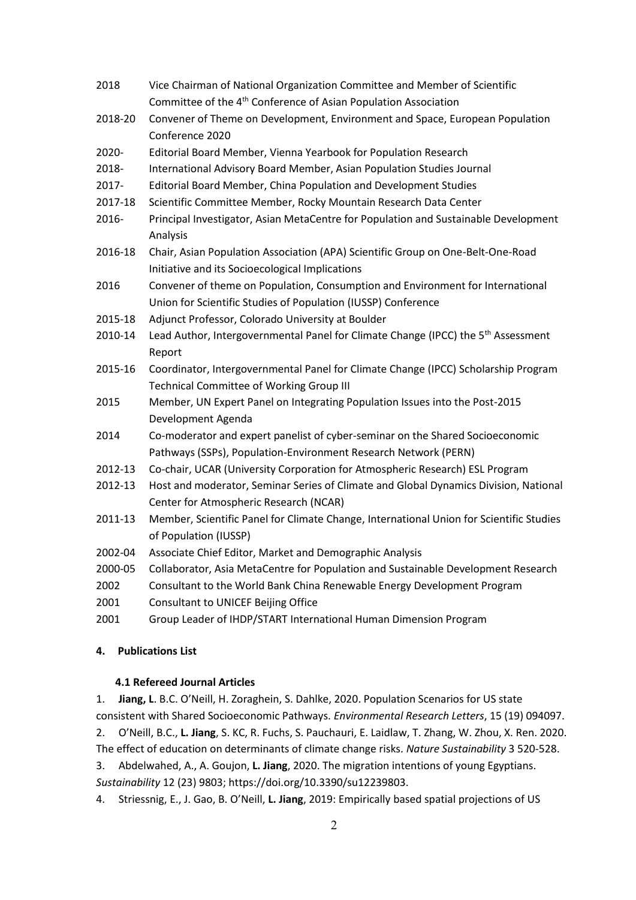| | |
|---|---|
| 2018 | Vice Chairman of National Organization Committee and Member of Scientific Committee of the 4th Conference of Asian Population Association |
| 2018-20 | Convener of Theme on Development, Environment and Space, European Population Conference 2020 |
| 2020- | Editorial Board Member, Vienna Yearbook for Population Research |
| 2018- | International Advisory Board Member, Asian Population Studies Journal |
| 2017- | Editorial Board Member, China Population and Development Studies |
| 2017-18 | Scientific Committee Member, Rocky Mountain Research Data Center |
| 2016- | Principal Investigator, Asian MetaCentre for Population and Sustainable Development Analysis |
| 2016-18 | Chair, Asian Population Association (APA) Scientific Group on One-Belt-One-Road Initiative and its Socioecological Implications |
| 2016 | Convener of theme on Population, Consumption and Environment for International Union for Scientific Studies of Population (IUSSP) Conference |
| 2015-18 | Adjunct Professor, Colorado University at Boulder |
| 2010-14 | Lead Author, Intergovernmental Panel for Climate Change (IPCC) the 5th Assessment Report |
| 2015-16 | Coordinator, Intergovernmental Panel for Climate Change (IPCC) Scholarship Program Technical Committee of Working Group III |
| 2015 | Member, UN Expert Panel on Integrating Population Issues into the Post-2015 Development Agenda |
| 2014 | Co-moderator and expert panelist of cyber-seminar on the Shared Socioeconomic Pathways (SSPs), Population-Environment Research Network (PERN) |
| 2012-13 | Co-chair, UCAR (University Corporation for Atmospheric Research) ESL Program |
| 2012-13 | Host and moderator, Seminar Series of Climate and Global Dynamics Division, National Center for Atmospheric Research (NCAR) |
| 2011-13 | Member, Scientific Panel for Climate Change, International Union for Scientific Studies of Population (IUSSP) |
| 2002-04 | Associate Chief Editor, Market and Demographic Analysis |
| 2000-05 | Collaborator, Asia MetaCentre for Population and Sustainable Development Research |
| 2002 | Consultant to the World Bank China Renewable Energy Development Program |
| 2001 | Consultant to UNICEF Beijing Office |
| 2001 | Group Leader of IHDP/START International Human Dimension Program |

## 4. Publications List

### 4.1 Refereed Journal Articles

1. **Jiang, L**. B.C. O'Neill, H. Zoraghein, S. Dahlke, 2020. Population Scenarios for US state consistent with Shared Socioeconomic Pathways. *Environmental Research Letters*, 15 (19) 094097.
2. O'Neill, B.C., **L. Jiang**, S. KC, R. Fuchs, S. Pauchauri, E. Laidlaw, T. Zhang, W. Zhou, X. Ren. 2020. The effect of education on determinants of climate change risks. *Nature Sustainability* 3 520-528.
3. Abdelwahed, A., A. Goujon, **L. Jiang**, 2020. The migration intentions of young Egyptians. *Sustainability* 12 (23) 9803; https://doi.org/10.3390/su12239803.
4. Striessnig, E., J. Gao, B. O'Neill, **L. Jiang**, 2019: Empirically based spatial projections of US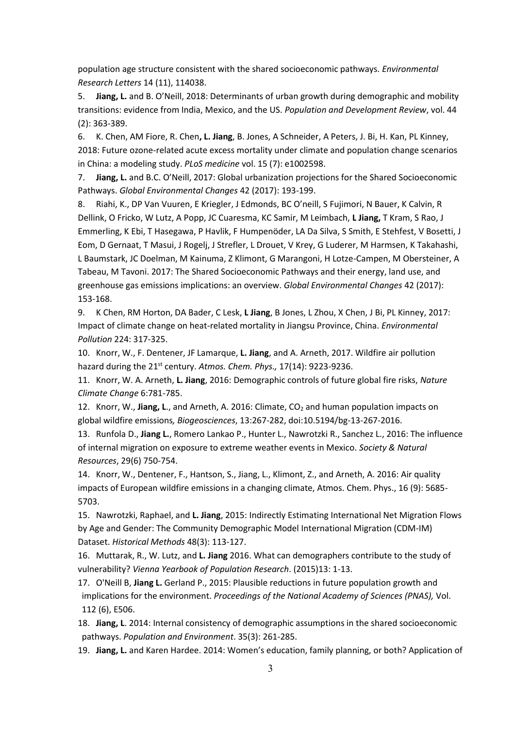population age structure consistent with the shared socioeconomic pathways. *Environmental Research Letters* 14 (11), 114038.

5. **Jiang, L.** and B. O'Neill, 2018: Determinants of urban growth during demographic and mobility transitions: evidence from India, Mexico, and the US. *Population and Development Review*, vol. 44 (2): 363-389.

6. K. Chen, AM Fiore, R. Chen**, L. Jiang**, B. Jones, A Schneider, A Peters, J. Bi, H. Kan, PL Kinney, 2018: Future ozone-related acute excess mortality under climate and population change scenarios in China: a modeling study. *PLoS medicine* vol. 15 (7): e1002598.

7. **Jiang, L.** and B.C. O'Neill, 2017: Global urbanization projections for the Shared Socioeconomic Pathways. *Global Environmental Changes* 42 (2017): 193-199.

8. Riahi, K., DP Van Vuuren, E Kriegler, J Edmonds, BC O'neill, S Fujimori, N Bauer, K Calvin, R Dellink, O Fricko, W Lutz, A Popp, JC Cuaresma, KC Samir, M Leimbach, **L Jiang,** T Kram, S Rao, J Emmerling, K Ebi, T Hasegawa, P Havlik, F Humpenöder, LA Da Silva, S Smith, E Stehfest, V Bosetti, J Eom, D Gernaat, T Masui, J Rogelj, J Strefler, L Drouet, V Krey, G Luderer, M Harmsen, K Takahashi, L Baumstark, JC Doelman, M Kainuma, Z Klimont, G Marangoni, H Lotze-Campen, M Obersteiner, A Tabeau, M Tavoni. 2017: The Shared Socioeconomic Pathways and their energy, land use, and greenhouse gas emissions implications: an overview. *Global Environmental Changes* 42 (2017): 153-168.

9. K Chen, RM Horton, DA Bader, C Lesk, **L Jiang**, B Jones, L Zhou, X Chen, J Bi, PL Kinney, 2017: Impact of climate change on heat-related mortality in Jiangsu Province, China. *Environmental Pollution* 224: 317-325.

10. Knorr, W., F. Dentener, JF Lamarque, **L. Jiang**, and A. Arneth, 2017. Wildfire air pollution hazard during the 21st century. *Atmos. Chem. Phys.,* 17(14): 9223-9236.

11. Knorr, W. A. Arneth, **L. Jiang**, 2016: Demographic controls of future global fire risks, *Nature Climate Change* 6:781-785.

12. Knorr, W., **Jiang, L**., and Arneth, A. 2016: Climate, $CO_2$ and human population impacts on global wildfire emissions*, Biogeosciences*, 13:267-282, doi:10.5194/bg-13-267-2016.

13. Runfola D., **Jiang L.**, Romero Lankao P., Hunter L., Nawrotzki R., Sanchez L., 2016: The influence of internal migration on exposure to extreme weather events in Mexico. *Society & Natural Resources*, 29(6) 750-754.

14. Knorr, W., Dentener, F., Hantson, S., Jiang, L., Klimont, Z., and Arneth, A. 2016: Air quality impacts of European wildfire emissions in a changing climate, Atmos. Chem. Phys., 16 (9): 5685-5703.

15. Nawrotzki, Raphael, and **L. Jiang**, 2015: Indirectly Estimating International Net Migration Flows by Age and Gender: The Community Demographic Model International Migration (CDM-IM) Dataset. *Historical Methods* 48(3): 113-127.

16. Muttarak, R., W. Lutz, and **L. Jiang** 2016. What can demographers contribute to the study of vulnerability? *Vienna Yearbook of Population Research*. (2015)13: 1-13.

17. O'Neill B, **Jiang L.** Gerland P., 2015: Plausible reductions in future population growth and implications for the environment. *Proceedings of the National Academy of Sciences (PNAS),* Vol. 112 (6), E506.

18. **Jiang, L**. 2014: Internal consistency of demographic assumptions in the shared socioeconomic pathways. *Population and Environment*. 35(3): 261-285.

19. **Jiang, L.** and Karen Hardee. 2014: Women's education, family planning, or both? Application of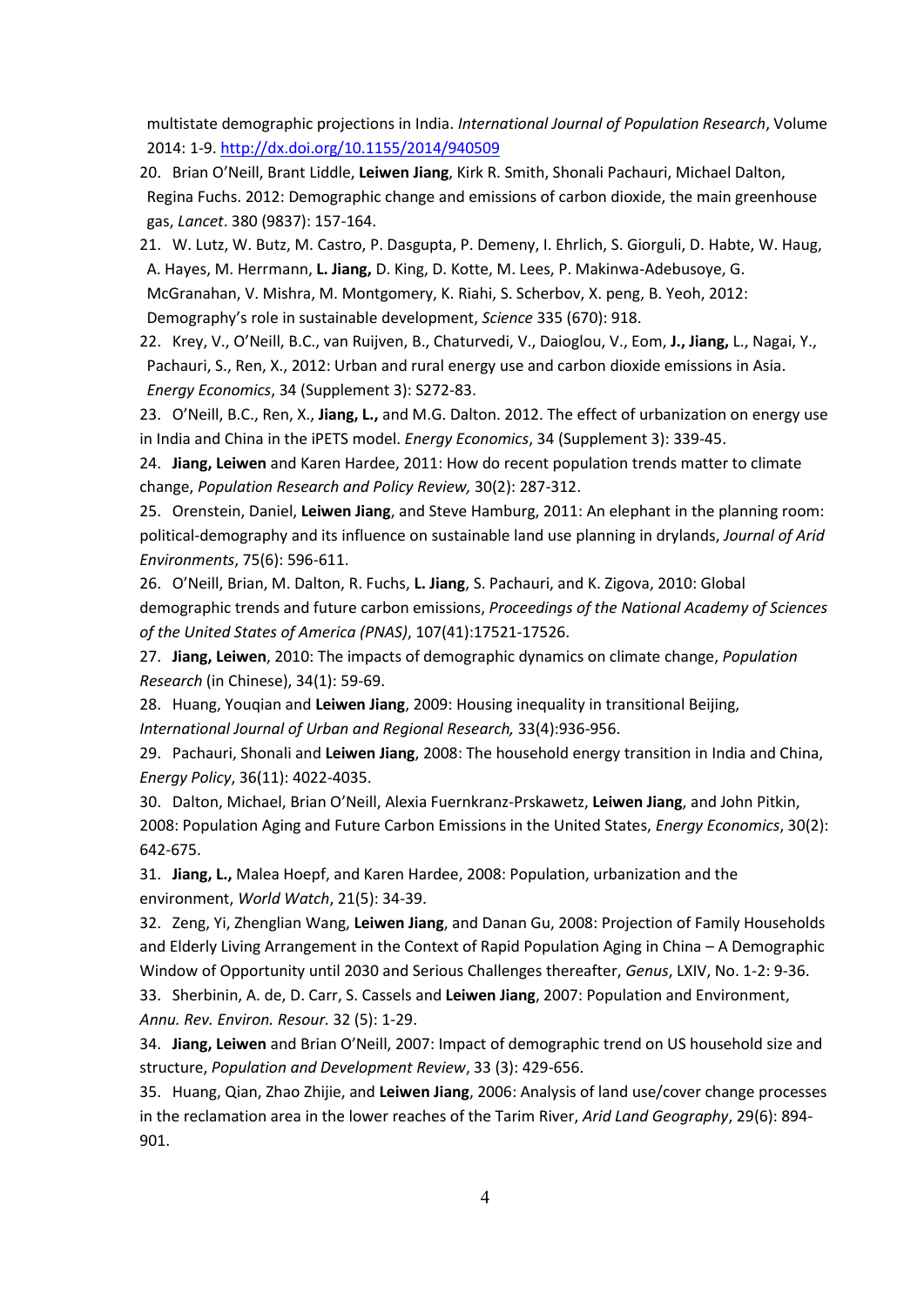multistate demographic projections in India. *International Journal of Population Research*, Volume 2014: 1-9. http://dx.doi.org/10.1155/2014/940509

20. Brian O'Neill, Brant Liddle, **Leiwen Jiang**, Kirk R. Smith, Shonali Pachauri, Michael Dalton, Regina Fuchs. 2012: Demographic change and emissions of carbon dioxide, the main greenhouse gas, *Lancet*. 380 (9837): 157-164.
21. W. Lutz, W. Butz, M. Castro, P. Dasgupta, P. Demeny, I. Ehrlich, S. Giorguli, D. Habte, W. Haug, A. Hayes, M. Herrmann, **L. Jiang,** D. King, D. Kotte, M. Lees, P. Makinwa-Adebusoye, G. McGranahan, V. Mishra, M. Montgomery, K. Riahi, S. Scherbov, X. peng, B. Yeoh, 2012: Demography's role in sustainable development, *Science* 335 (670): 918.
22. Krey, V., O'Neill, B.C., van Ruijven, B., Chaturvedi, V., Daioglou, V., Eom, **J., Jiang,** L., Nagai, Y., Pachauri, S., Ren, X., 2012: Urban and rural energy use and carbon dioxide emissions in Asia. *Energy Economics*, 34 (Supplement 3): S272-83.
23. O'Neill, B.C., Ren, X., **Jiang, L.,** and M.G. Dalton. 2012. The effect of urbanization on energy use in India and China in the iPETS model. *Energy Economics*, 34 (Supplement 3): 339-45.
24. **Jiang, Leiwen** and Karen Hardee, 2011: How do recent population trends matter to climate change, *Population Research and Policy Review,* 30(2): 287-312.
25. Orenstein, Daniel, **Leiwen Jiang**, and Steve Hamburg, 2011: An elephant in the planning room: political-demography and its influence on sustainable land use planning in drylands, *Journal of Arid Environments*, 75(6): 596-611.
26. O'Neill, Brian, M. Dalton, R. Fuchs, **L. Jiang**, S. Pachauri, and K. Zigova, 2010: Global demographic trends and future carbon emissions, *Proceedings of the National Academy of Sciences of the United States of America (PNAS)*, 107(41):17521-17526.
27. **Jiang, Leiwen**, 2010: The impacts of demographic dynamics on climate change, *Population Research* (in Chinese), 34(1): 59-69.
28. Huang, Youqian and **Leiwen Jiang**, 2009: Housing inequality in transitional Beijing, *International Journal of Urban and Regional Research,* 33(4):936-956.
29. Pachauri, Shonali and **Leiwen Jiang**, 2008: The household energy transition in India and China, *Energy Policy*, 36(11): 4022-4035.
30. Dalton, Michael, Brian O'Neill, Alexia Fuernkranz-Prskawetz, **Leiwen Jiang**, and John Pitkin, 2008: Population Aging and Future Carbon Emissions in the United States, *Energy Economics*, 30(2): 642-675.
31. **Jiang, L.,** Malea Hoepf, and Karen Hardee, 2008: Population, urbanization and the environment, *World Watch*, 21(5): 34-39.
32. Zeng, Yi, Zhenglian Wang, **Leiwen Jiang**, and Danan Gu, 2008: Projection of Family Households and Elderly Living Arrangement in the Context of Rapid Population Aging in China – A Demographic Window of Opportunity until 2030 and Serious Challenges thereafter, *Genus*, LXIV, No. 1-2: 9-36.
33. Sherbinin, A. de, D. Carr, S. Cassels and **Leiwen Jiang**, 2007: Population and Environment, *Annu. Rev. Environ. Resour.* 32 (5): 1-29.
34. **Jiang, Leiwen** and Brian O'Neill, 2007: Impact of demographic trend on US household size and structure, *Population and Development Review*, 33 (3): 429-656.
35. Huang, Qian, Zhao Zhijie, and **Leiwen Jiang**, 2006: Analysis of land use/cover change processes in the reclamation area in the lower reaches of the Tarim River, *Arid Land Geography*, 29(6): 894-901.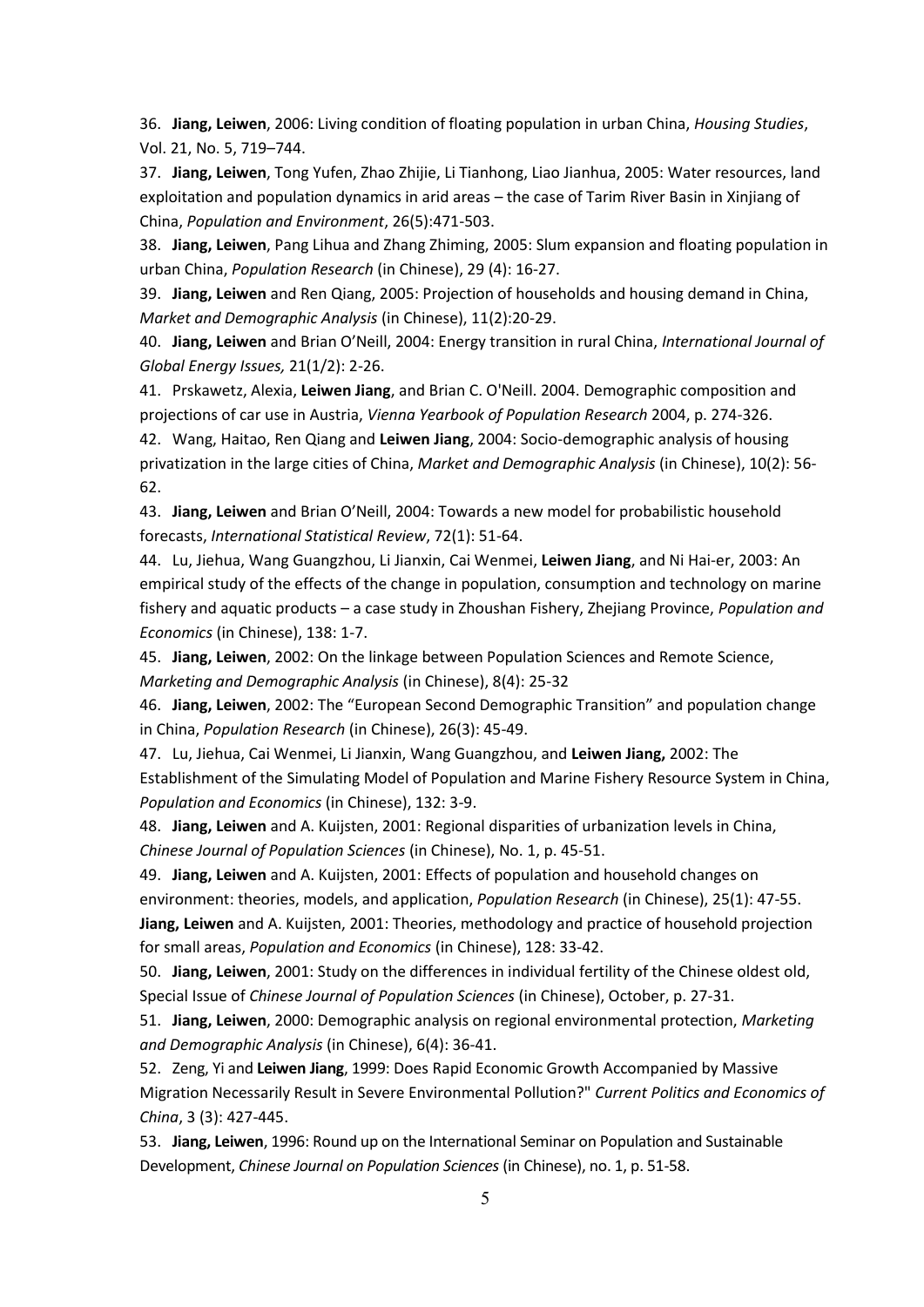36. **Jiang, Leiwen**, 2006: Living condition of floating population in urban China, *Housing Studies*, Vol. 21, No. 5, 719–744.

37. **Jiang, Leiwen**, Tong Yufen, Zhao Zhijie, Li Tianhong, Liao Jianhua, 2005: Water resources, land exploitation and population dynamics in arid areas – the case of Tarim River Basin in Xinjiang of China, *Population and Environment*, 26(5):471-503.

38. **Jiang, Leiwen**, Pang Lihua and Zhang Zhiming, 2005: Slum expansion and floating population in urban China, *Population Research* (in Chinese), 29 (4): 16-27.

39. **Jiang, Leiwen** and Ren Qiang, 2005: Projection of households and housing demand in China, *Market and Demographic Analysis* (in Chinese), 11(2):20-29.

40. **Jiang, Leiwen** and Brian O'Neill, 2004: Energy transition in rural China, *International Journal of Global Energy Issues,* 21(1/2): 2-26.

41. Prskawetz, Alexia, **Leiwen Jiang**, and Brian C. O'Neill. 2004. Demographic composition and projections of car use in Austria, *Vienna Yearbook of Population Research* 2004, p. 274-326.

42. Wang, Haitao, Ren Qiang and **Leiwen Jiang**, 2004: Socio-demographic analysis of housing privatization in the large cities of China, *Market and Demographic Analysis* (in Chinese), 10(2): 56-62.

43. **Jiang, Leiwen** and Brian O'Neill, 2004: Towards a new model for probabilistic household forecasts, *International Statistical Review*, 72(1): 51-64.

44. Lu, Jiehua, Wang Guangzhou, Li Jianxin, Cai Wenmei, **Leiwen Jiang**, and Ni Hai-er, 2003: An empirical study of the effects of the change in population, consumption and technology on marine fishery and aquatic products – a case study in Zhoushan Fishery, Zhejiang Province, *Population and Economics* (in Chinese), 138: 1-7.

45. **Jiang, Leiwen**, 2002: On the linkage between Population Sciences and Remote Science, *Marketing and Demographic Analysis* (in Chinese), 8(4): 25-32

46. **Jiang, Leiwen**, 2002: The "European Second Demographic Transition" and population change in China, *Population Research* (in Chinese), 26(3): 45-49.

47. Lu, Jiehua, Cai Wenmei, Li Jianxin, Wang Guangzhou, and **Leiwen Jiang,** 2002: The Establishment of the Simulating Model of Population and Marine Fishery Resource System in China, *Population and Economics* (in Chinese), 132: 3-9.

48. **Jiang, Leiwen** and A. Kuijsten, 2001: Regional disparities of urbanization levels in China, *Chinese Journal of Population Sciences* (in Chinese), No. 1, p. 45-51.

49. **Jiang, Leiwen** and A. Kuijsten, 2001: Effects of population and household changes on environment: theories, models, and application, *Population Research* (in Chinese), 25(1): 47-55.
**Jiang, Leiwen** and A. Kuijsten, 2001: Theories, methodology and practice of household projection for small areas, *Population and Economics* (in Chinese), 128: 33-42.

50. **Jiang, Leiwen**, 2001: Study on the differences in individual fertility of the Chinese oldest old, Special Issue of *Chinese Journal of Population Sciences* (in Chinese), October, p. 27-31.

51. **Jiang, Leiwen**, 2000: Demographic analysis on regional environmental protection, *Marketing and Demographic Analysis* (in Chinese), 6(4): 36-41.

52. Zeng, Yi and **Leiwen Jiang**, 1999: Does Rapid Economic Growth Accompanied by Massive Migration Necessarily Result in Severe Environmental Pollution?" *Current Politics and Economics of China*, 3 (3): 427-445.

53. **Jiang, Leiwen**, 1996: Round up on the International Seminar on Population and Sustainable Development, *Chinese Journal on Population Sciences* (in Chinese), no. 1, p. 51-58.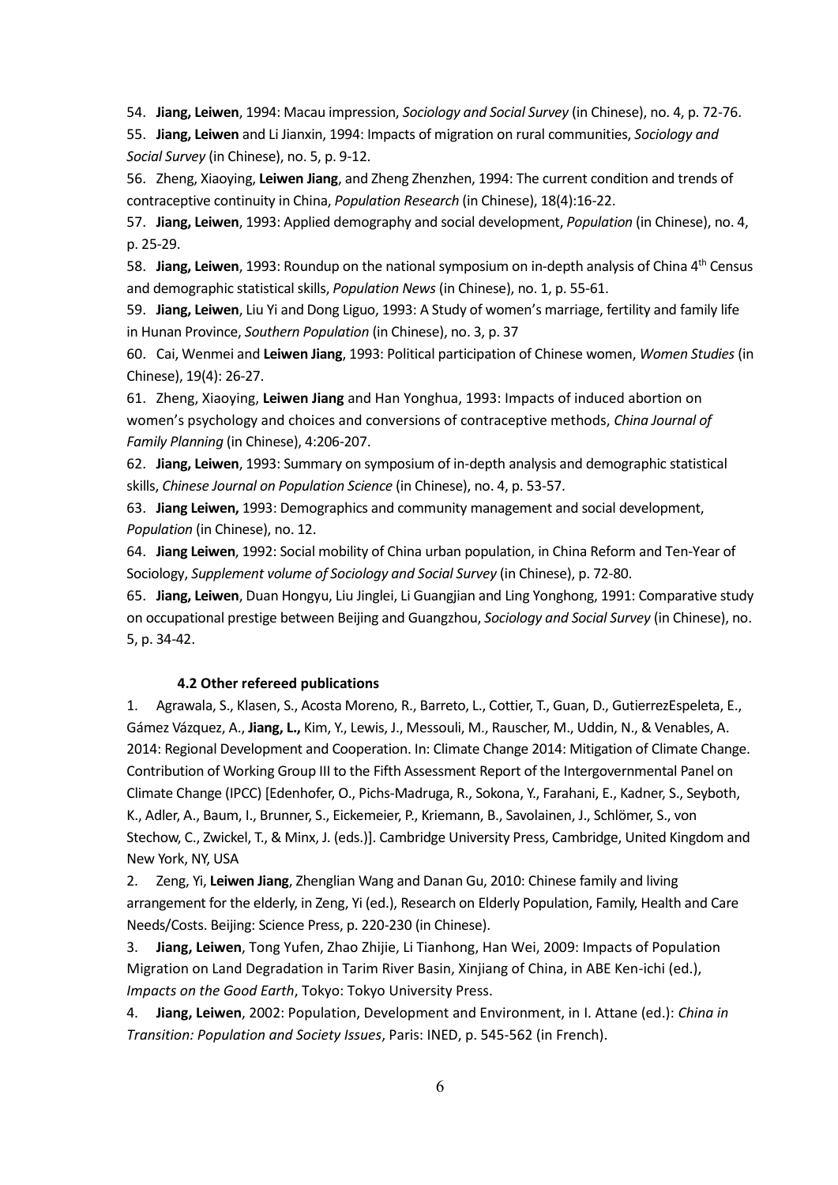54. **Jiang, Leiwen**, 1994: Macau impression, *Sociology and Social Survey* (in Chinese), no. 4, p. 72-76.

55. **Jiang, Leiwen** and Li Jianxin, 1994: Impacts of migration on rural communities, *Sociology and Social Survey* (in Chinese), no. 5, p. 9-12.

56. Zheng, Xiaoying, **Leiwen Jiang**, and Zheng Zhenzhen, 1994: The current condition and trends of contraceptive continuity in China, *Population Research* (in Chinese), 18(4):16-22.

57. **Jiang, Leiwen**, 1993: Applied demography and social development, *Population* (in Chinese), no. 4, p. 25-29.

58. **Jiang, Leiwen**, 1993: Roundup on the national symposium on in-depth analysis of China 4th Census and demographic statistical skills, *Population News* (in Chinese), no. 1, p. 55-61.

59. **Jiang, Leiwen**, Liu Yi and Dong Liguo, 1993: A Study of women's marriage, fertility and family life in Hunan Province, *Southern Population* (in Chinese), no. 3, p. 37

60. Cai, Wenmei and **Leiwen Jiang**, 1993: Political participation of Chinese women, *Women Studies* (in Chinese), 19(4): 26-27.

61. Zheng, Xiaoying, **Leiwen Jiang** and Han Yonghua, 1993: Impacts of induced abortion on women's psychology and choices and conversions of contraceptive methods, *China Journal of Family Planning* (in Chinese), 4:206-207.

62. **Jiang, Leiwen**, 1993: Summary on symposium of in-depth analysis and demographic statistical skills, *Chinese Journal on Population Science* (in Chinese), no. 4, p. 53-57.

63. **Jiang Leiwen,** 1993: Demographics and community management and social development, *Population* (in Chinese), no. 12.

64. **Jiang Leiwen**, 1992: Social mobility of China urban population, in China Reform and Ten-Year of Sociology, *Supplement volume of Sociology and Social Survey* (in Chinese), p. 72-80.

65. **Jiang, Leiwen**, Duan Hongyu, Liu Jinglei, Li Guangjian and Ling Yonghong, 1991: Comparative study on occupational prestige between Beijing and Guangzhou, *Sociology and Social Survey* (in Chinese), no. 5, p. 34-42.

### 4.2 Other refereed publications

1. Agrawala, S., Klasen, S., Acosta Moreno, R., Barreto, L., Cottier, T., Guan, D., GutierrezEspeleta, E., Gámez Vázquez, A., **Jiang, L.,** Kim, Y., Lewis, J., Messouli, M., Rauscher, M., Uddin, N., & Venables, A. 2014: Regional Development and Cooperation. In: Climate Change 2014: Mitigation of Climate Change. Contribution of Working Group III to the Fifth Assessment Report of the Intergovernmental Panel on Climate Change (IPCC) [Edenhofer, O., Pichs-Madruga, R., Sokona, Y., Farahani, E., Kadner, S., Seyboth, K., Adler, A., Baum, I., Brunner, S., Eickemeier, P., Kriemann, B., Savolainen, J., Schlömer, S., von Stechow, C., Zwickel, T., & Minx, J. (eds.)]. Cambridge University Press, Cambridge, United Kingdom and New York, NY, USA

2. Zeng, Yi, **Leiwen Jiang**, Zhenglian Wang and Danan Gu, 2010: Chinese family and living arrangement for the elderly, in Zeng, Yi (ed.), Research on Elderly Population, Family, Health and Care Needs/Costs. Beijing: Science Press, p. 220-230 (in Chinese).

3. **Jiang, Leiwen**, Tong Yufen, Zhao Zhijie, Li Tianhong, Han Wei, 2009: Impacts of Population Migration on Land Degradation in Tarim River Basin, Xinjiang of China, in ABE Ken-ichi (ed.), *Impacts on the Good Earth*, Tokyo: Tokyo University Press.

4. **Jiang, Leiwen**, 2002: Population, Development and Environment, in I. Attane (ed.): *China in Transition: Population and Society Issues*, Paris: INED, p. 545-562 (in French).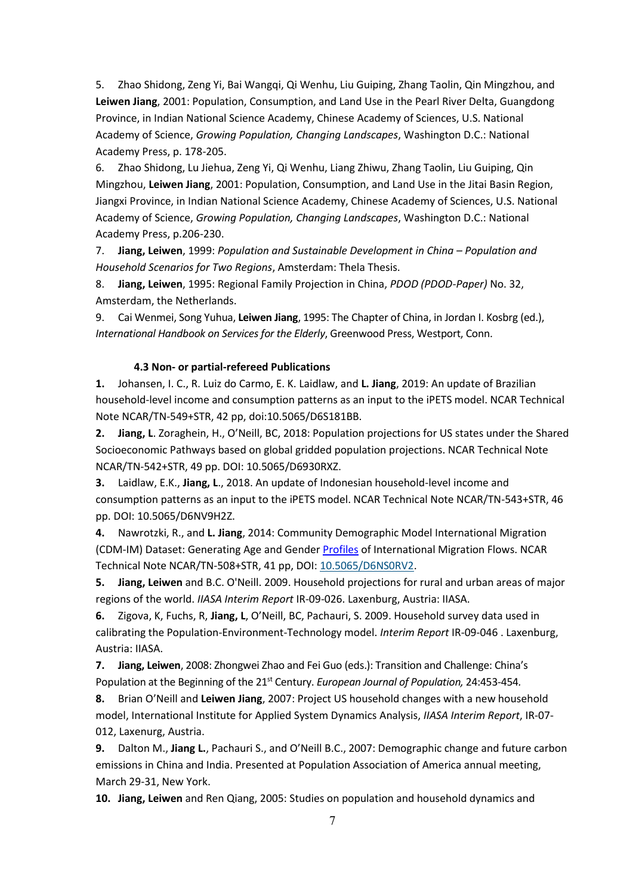5. Zhao Shidong, Zeng Yi, Bai Wangqi, Qi Wenhu, Liu Guiping, Zhang Taolin, Qin Mingzhou, and **Leiwen Jiang**, 2001: Population, Consumption, and Land Use in the Pearl River Delta, Guangdong Province, in Indian National Science Academy, Chinese Academy of Sciences, U.S. National Academy of Science, *Growing Population, Changing Landscapes*, Washington D.C.: National Academy Press, p. 178-205.

6. Zhao Shidong, Lu Jiehua, Zeng Yi, Qi Wenhu, Liang Zhiwu, Zhang Taolin, Liu Guiping, Qin Mingzhou, **Leiwen Jiang**, 2001: Population, Consumption, and Land Use in the Jitai Basin Region, Jiangxi Province, in Indian National Science Academy, Chinese Academy of Sciences, U.S. National Academy of Science, *Growing Population, Changing Landscapes*, Washington D.C.: National Academy Press, p.206-230.

7. **Jiang, Leiwen**, 1999: *Population and Sustainable Development in China – Population and Household Scenarios for Two Regions*, Amsterdam: Thela Thesis.

8. **Jiang, Leiwen**, 1995: Regional Family Projection in China, *PDOD (PDOD-Paper)* No. 32, Amsterdam, the Netherlands.

9. Cai Wenmei, Song Yuhua, **Leiwen Jiang**, 1995: The Chapter of China, in Jordan I. Kosbrg (ed.), *International Handbook on Services for the Elderly*, Greenwood Press, Westport, Conn.

### 4.3 Non- or partial-refereed Publications

**1.** Johansen, I. C., R. Luiz do Carmo, E. K. Laidlaw, and **L. Jiang**, 2019: An update of Brazilian household-level income and consumption patterns as an input to the iPETS model. NCAR Technical Note NCAR/TN-549+STR, 42 pp, doi:10.5065/D6S181BB.

**2.** **Jiang, L**. Zoraghein, H., O'Neill, BC, 2018: Population projections for US states under the Shared Socioeconomic Pathways based on global gridded population projections. NCAR Technical Note NCAR/TN-542+STR, 49 pp. DOI: 10.5065/D6930RXZ.

**3.** Laidlaw, E.K., **Jiang, L**., 2018. An update of Indonesian household-level income and consumption patterns as an input to the iPETS model. NCAR Technical Note NCAR/TN-543+STR, 46 pp. DOI: 10.5065/D6NV9H2Z.

**4.** Nawrotzki, R., and **L. Jiang**, 2014: Community Demographic Model International Migration (CDM-IM) Dataset: Generating Age and Gender Profiles of International Migration Flows. NCAR Technical Note NCAR/TN-508+STR, 41 pp, DOI: 10.5065/D6NS0RV2.

**5.** **Jiang, Leiwen** and B.C. O'Neill. 2009. Household projections for rural and urban areas of major regions of the world. *IIASA Interim Report* IR-09-026. Laxenburg, Austria: IIASA.

**6.** Zigova, K, Fuchs, R, **Jiang, L**, O'Neill, BC, Pachauri, S. 2009. Household survey data used in calibrating the Population-Environment-Technology model. *Interim Report* IR-09-046 . Laxenburg, Austria: IIASA.

**7.** **Jiang, Leiwen**, 2008: Zhongwei Zhao and Fei Guo (eds.): Transition and Challenge: China's Population at the Beginning of the 21st Century. *European Journal of Population,* 24:453-454.

**8.** Brian O'Neill and **Leiwen Jiang**, 2007: Project US household changes with a new household model, International Institute for Applied System Dynamics Analysis, *IIASA Interim Report*, IR-07-012, Laxenurg, Austria.

**9.** Dalton M., **Jiang L.**, Pachauri S., and O'Neill B.C., 2007: Demographic change and future carbon emissions in China and India. Presented at Population Association of America annual meeting, March 29-31, New York.

**10.** **Jiang, Leiwen** and Ren Qiang, 2005: Studies on population and household dynamics and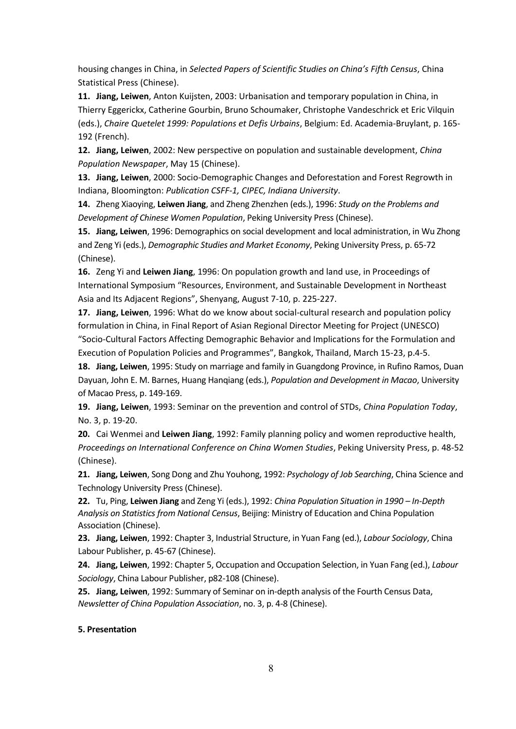housing changes in China, in *Selected Papers of Scientific Studies on China's Fifth Census*, China Statistical Press (Chinese).

**11. Jiang, Leiwen**, Anton Kuijsten, 2003: Urbanisation and temporary population in China, in Thierry Eggerickx, Catherine Gourbin, Bruno Schoumaker, Christophe Vandeschrick et Eric Vilquin (eds.), *Chaire Quetelet 1999: Populations et Defis Urbains*, Belgium: Ed. Academia-Bruylant, p. 165-192 (French).

**12. Jiang, Leiwen**, 2002: New perspective on population and sustainable development, *China Population Newspaper*, May 15 (Chinese).

**13. Jiang, Leiwen**, 2000: Socio-Demographic Changes and Deforestation and Forest Regrowth in Indiana, Bloomington: *Publication CSFF-1, CIPEC, Indiana University*.

**14.** Zheng Xiaoying, **Leiwen Jiang**, and Zheng Zhenzhen (eds.), 1996: *Study on the Problems and Development of Chinese Women Population*, Peking University Press (Chinese).

**15. Jiang, Leiwen**, 1996: Demographics on social development and local administration, in Wu Zhong and Zeng Yi (eds.), *Demographic Studies and Market Economy*, Peking University Press, p. 65-72 (Chinese).

**16.** Zeng Yi and **Leiwen Jiang**, 1996: On population growth and land use, in Proceedings of International Symposium "Resources, Environment, and Sustainable Development in Northeast Asia and Its Adjacent Regions", Shenyang, August 7-10, p. 225-227.

**17. Jiang, Leiwen**, 1996: What do we know about social-cultural research and population policy formulation in China, in Final Report of Asian Regional Director Meeting for Project (UNESCO) "Socio-Cultural Factors Affecting Demographic Behavior and Implications for the Formulation and Execution of Population Policies and Programmes", Bangkok, Thailand, March 15-23, p.4-5.

**18. Jiang, Leiwen**, 1995: Study on marriage and family in Guangdong Province, in Rufino Ramos, Duan Dayuan, John E. M. Barnes, Huang Hanqiang (eds.), *Population and Development in Macao*, University of Macao Press, p. 149-169.

**19. Jiang, Leiwen**, 1993: Seminar on the prevention and control of STDs, *China Population Today*, No. 3, p. 19-20.

**20.** Cai Wenmei and **Leiwen Jiang**, 1992: Family planning policy and women reproductive health, *Proceedings on International Conference on China Women Studies*, Peking University Press, p. 48-52 (Chinese).

**21. Jiang, Leiwen**, Song Dong and Zhu Youhong, 1992: *Psychology of Job Searching*, China Science and Technology University Press (Chinese).

**22.** Tu, Ping, **Leiwen Jiang** and Zeng Yi (eds.), 1992: *China Population Situation in 1990 – In-Depth Analysis on Statistics from National Census*, Beijing: Ministry of Education and China Population Association (Chinese).

**23. Jiang, Leiwen**, 1992: Chapter 3, Industrial Structure, in Yuan Fang (ed.), *Labour Sociology*, China Labour Publisher, p. 45-67 (Chinese).

**24. Jiang, Leiwen**, 1992: Chapter 5, Occupation and Occupation Selection, in Yuan Fang (ed.), *Labour Sociology*, China Labour Publisher, p82-108 (Chinese).

**25. Jiang, Leiwen**, 1992: Summary of Seminar on in-depth analysis of the Fourth Census Data, *Newsletter of China Population Association*, no. 3, p. 4-8 (Chinese).

**5. Presentation**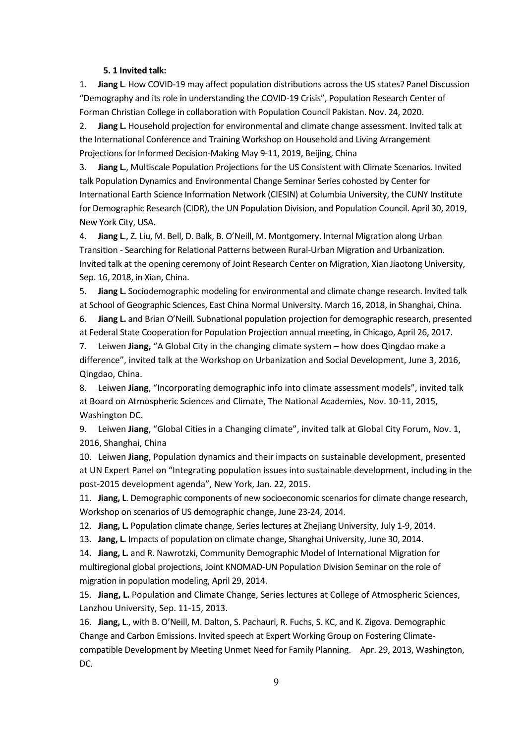**5. 1 Invited talk:**

1. **Jiang L**. How COVID-19 may affect population distributions across the US states? Panel Discussion "Demography and its role in understanding the COVID-19 Crisis", Population Research Center of Forman Christian College in collaboration with Population Council Pakistan. Nov. 24, 2020.
2. **Jiang L.** Household projection for environmental and climate change assessment. Invited talk at the International Conference and Training Workshop on Household and Living Arrangement Projections for Informed Decision-Making May 9-11, 2019, Beijing, China
3. **Jiang L.**, Multiscale Population Projections for the US Consistent with Climate Scenarios. Invited talk Population Dynamics and Environmental Change Seminar Series cohosted by Center for International Earth Science Information Network (CIESIN) at Columbia University, the CUNY Institute for Demographic Research (CIDR), the UN Population Division, and Population Council. April 30, 2019, New York City, USA.
4. **Jiang L**., Z. Liu, M. Bell, D. Balk, B. O'Neill, M. Montgomery. Internal Migration along Urban Transition - Searching for Relational Patterns between Rural-Urban Migration and Urbanization. Invited talk at the opening ceremony of Joint Research Center on Migration, Xian Jiaotong University, Sep. 16, 2018, in Xian, China.
5. **Jiang L.** Sociodemographic modeling for environmental and climate change research. Invited talk at School of Geographic Sciences, East China Normal University. March 16, 2018, in Shanghai, China.
6. **Jiang L.** and Brian O'Neill. Subnational population projection for demographic research, presented at Federal State Cooperation for Population Projection annual meeting, in Chicago, April 26, 2017.
7. Leiwen **Jiang,** "A Global City in the changing climate system – how does Qingdao make a difference", invited talk at the Workshop on Urbanization and Social Development, June 3, 2016, Qingdao, China.
8. Leiwen **Jiang**, "Incorporating demographic info into climate assessment models", invited talk at Board on Atmospheric Sciences and Climate, The National Academies, Nov. 10-11, 2015, Washington DC.
9. Leiwen **Jiang**, "Global Cities in a Changing climate", invited talk at Global City Forum, Nov. 1, 2016, Shanghai, China
10. Leiwen **Jiang**, Population dynamics and their impacts on sustainable development, presented at UN Expert Panel on "Integrating population issues into sustainable development, including in the post-2015 development agenda", New York, Jan. 22, 2015.
11. **Jiang, L**. Demographic components of new socioeconomic scenarios for climate change research, Workshop on scenarios of US demographic change, June 23-24, 2014.
12. **Jiang, L.** Population climate change, Series lectures at Zhejiang University, July 1-9, 2014.
13. **Jang, L.** Impacts of population on climate change, Shanghai University, June 30, 2014.
14. **Jiang, L.** and R. Nawrotzki, Community Demographic Model of International Migration for multiregional global projections, Joint KNOMAD-UN Population Division Seminar on the role of migration in population modeling, April 29, 2014.
15. **Jiang, L.** Population and Climate Change, Series lectures at College of Atmospheric Sciences, Lanzhou University, Sep. 11-15, 2013.
16. **Jiang, L**., with B. O'Neill, M. Dalton, S. Pachauri, R. Fuchs, S. KC, and K. Zigova. Demographic Change and Carbon Emissions. Invited speech at Expert Working Group on Fostering Climate-compatible Development by Meeting Unmet Need for Family Planning. Apr. 29, 2013, Washington, DC.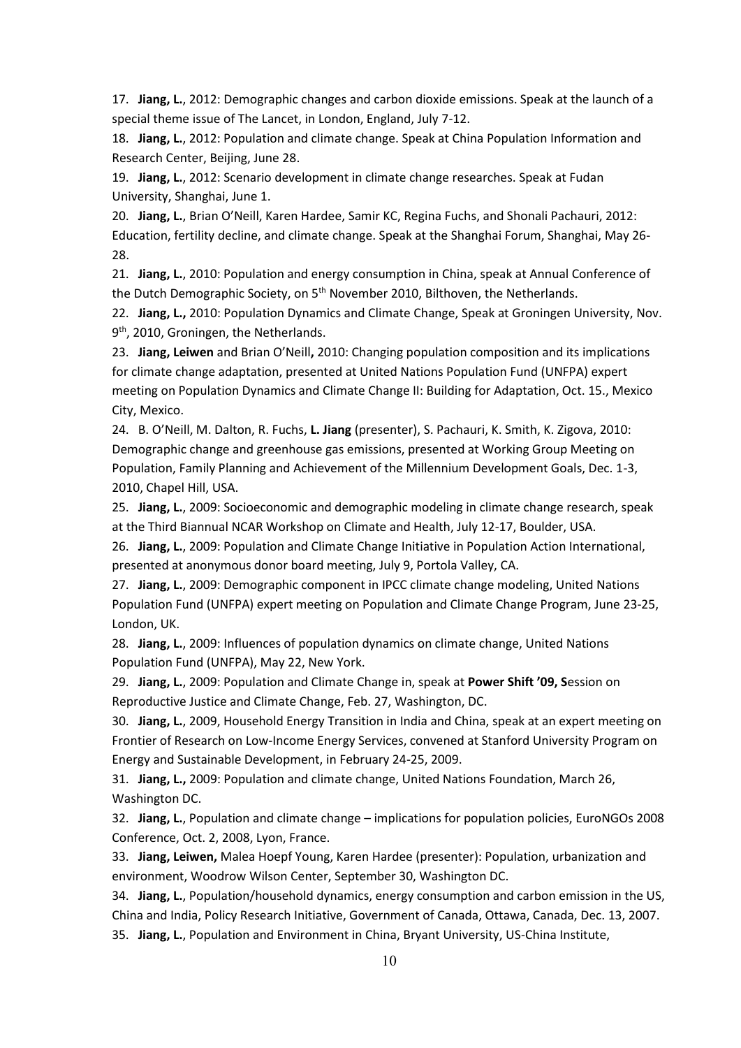17. **Jiang, L.**, 2012: Demographic changes and carbon dioxide emissions. Speak at the launch of a special theme issue of The Lancet, in London, England, July 7-12.
18. **Jiang, L.**, 2012: Population and climate change. Speak at China Population Information and Research Center, Beijing, June 28.
19. **Jiang, L.**, 2012: Scenario development in climate change researches. Speak at Fudan University, Shanghai, June 1.
20. **Jiang, L.**, Brian O'Neill, Karen Hardee, Samir KC, Regina Fuchs, and Shonali Pachauri, 2012: Education, fertility decline, and climate change. Speak at the Shanghai Forum, Shanghai, May 26-28.
21. **Jiang, L.**, 2010: Population and energy consumption in China, speak at Annual Conference of the Dutch Demographic Society, on 5th November 2010, Bilthoven, the Netherlands.
22. **Jiang, L.,** 2010: Population Dynamics and Climate Change, Speak at Groningen University, Nov. 9th, 2010, Groningen, the Netherlands.
23. **Jiang, Leiwen** and Brian O'Neill**,** 2010: Changing population composition and its implications for climate change adaptation, presented at United Nations Population Fund (UNFPA) expert meeting on Population Dynamics and Climate Change II: Building for Adaptation, Oct. 15., Mexico City, Mexico.
24. B. O'Neill, M. Dalton, R. Fuchs, **L. Jiang** (presenter), S. Pachauri, K. Smith, K. Zigova, 2010: Demographic change and greenhouse gas emissions, presented at Working Group Meeting on Population, Family Planning and Achievement of the Millennium Development Goals, Dec. 1-3, 2010, Chapel Hill, USA.
25. **Jiang, L.**, 2009: Socioeconomic and demographic modeling in climate change research, speak at the Third Biannual NCAR Workshop on Climate and Health, July 12-17, Boulder, USA.
26. **Jiang, L.**, 2009: Population and Climate Change Initiative in Population Action International, presented at anonymous donor board meeting, July 9, Portola Valley, CA.
27. **Jiang, L.**, 2009: Demographic component in IPCC climate change modeling, United Nations Population Fund (UNFPA) expert meeting on Population and Climate Change Program, June 23-25, London, UK.
28. **Jiang, L.**, 2009: Influences of population dynamics on climate change, United Nations Population Fund (UNFPA), May 22, New York.
29. **Jiang, L.**, 2009: Population and Climate Change in, speak at **Power Shift '09, S**ession on Reproductive Justice and Climate Change, Feb. 27, Washington, DC.
30. **Jiang, L.**, 2009, Household Energy Transition in India and China, speak at an expert meeting on Frontier of Research on Low-Income Energy Services, convened at Stanford University Program on Energy and Sustainable Development, in February 24-25, 2009.
31. **Jiang, L.,** 2009: Population and climate change, United Nations Foundation, March 26, Washington DC.
32. **Jiang, L.**, Population and climate change – implications for population policies, EuroNGOs 2008 Conference, Oct. 2, 2008, Lyon, France.
33. **Jiang, Leiwen,** Malea Hoepf Young, Karen Hardee (presenter): Population, urbanization and environment, Woodrow Wilson Center, September 30, Washington DC.
34. **Jiang, L.**, Population/household dynamics, energy consumption and carbon emission in the US, China and India, Policy Research Initiative, Government of Canada, Ottawa, Canada, Dec. 13, 2007.
35. **Jiang, L.**, Population and Environment in China, Bryant University, US-China Institute,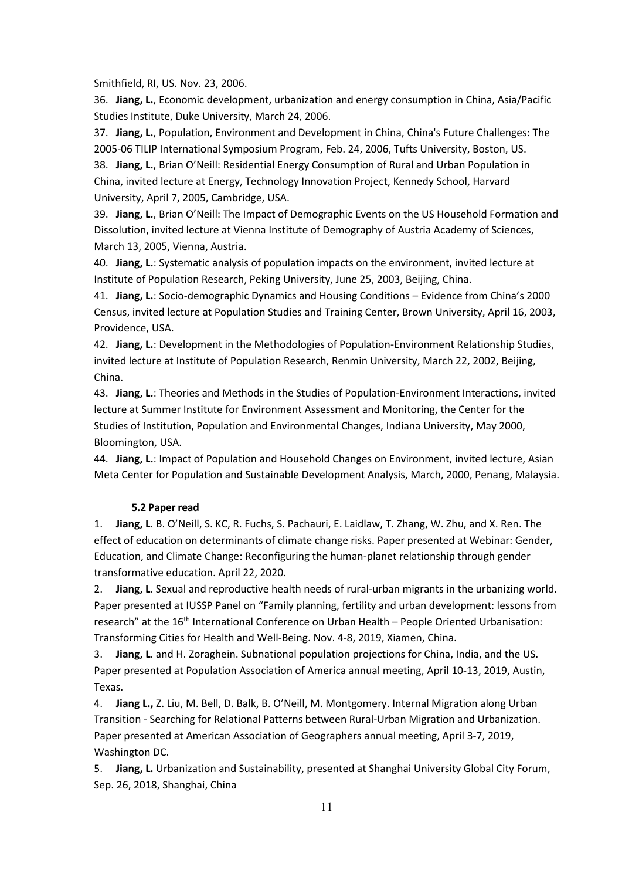Smithfield, RI, US. Nov. 23, 2006.

36. **Jiang, L.**, Economic development, urbanization and energy consumption in China, Asia/Pacific Studies Institute, Duke University, March 24, 2006.

37. **Jiang, L.**, Population, Environment and Development in China, China's Future Challenges: The 2005-06 TILIP International Symposium Program, Feb. 24, 2006, Tufts University, Boston, US.

38. **Jiang, L.**, Brian O'Neill: Residential Energy Consumption of Rural and Urban Population in China, invited lecture at Energy, Technology Innovation Project, Kennedy School, Harvard University, April 7, 2005, Cambridge, USA.

39. **Jiang, L.**, Brian O'Neill: The Impact of Demographic Events on the US Household Formation and Dissolution, invited lecture at Vienna Institute of Demography of Austria Academy of Sciences, March 13, 2005, Vienna, Austria.

40. **Jiang, L.**: Systematic analysis of population impacts on the environment, invited lecture at Institute of Population Research, Peking University, June 25, 2003, Beijing, China.

41. **Jiang, L.**: Socio-demographic Dynamics and Housing Conditions – Evidence from China's 2000 Census, invited lecture at Population Studies and Training Center, Brown University, April 16, 2003, Providence, USA.

42. **Jiang, L.**: Development in the Methodologies of Population-Environment Relationship Studies, invited lecture at Institute of Population Research, Renmin University, March 22, 2002, Beijing, China.

43. **Jiang, L.**: Theories and Methods in the Studies of Population-Environment Interactions, invited lecture at Summer Institute for Environment Assessment and Monitoring, the Center for the Studies of Institution, Population and Environmental Changes, Indiana University, May 2000, Bloomington, USA.

44. **Jiang, L.**: Impact of Population and Household Changes on Environment, invited lecture, Asian Meta Center for Population and Sustainable Development Analysis, March, 2000, Penang, Malaysia.

### 5.2 Paper read

1. **Jiang, L**. B. O'Neill, S. KC, R. Fuchs, S. Pachauri, E. Laidlaw, T. Zhang, W. Zhu, and X. Ren. The effect of education on determinants of climate change risks. Paper presented at Webinar: Gender, Education, and Climate Change: Reconfiguring the human-planet relationship through gender transformative education. April 22, 2020.

2. **Jiang, L**. Sexual and reproductive health needs of rural-urban migrants in the urbanizing world. Paper presented at IUSSP Panel on "Family planning, fertility and urban development: lessons from research" at the 16th International Conference on Urban Health – People Oriented Urbanisation: Transforming Cities for Health and Well-Being. Nov. 4-8, 2019, Xiamen, China.

3. **Jiang, L**. and H. Zoraghein. Subnational population projections for China, India, and the US. Paper presented at Population Association of America annual meeting, April 10-13, 2019, Austin, Texas.

4. **Jiang L.,** Z. Liu, M. Bell, D. Balk, B. O'Neill, M. Montgomery. Internal Migration along Urban Transition - Searching for Relational Patterns between Rural-Urban Migration and Urbanization. Paper presented at American Association of Geographers annual meeting, April 3-7, 2019, Washington DC.

5. **Jiang, L.** Urbanization and Sustainability, presented at Shanghai University Global City Forum, Sep. 26, 2018, Shanghai, China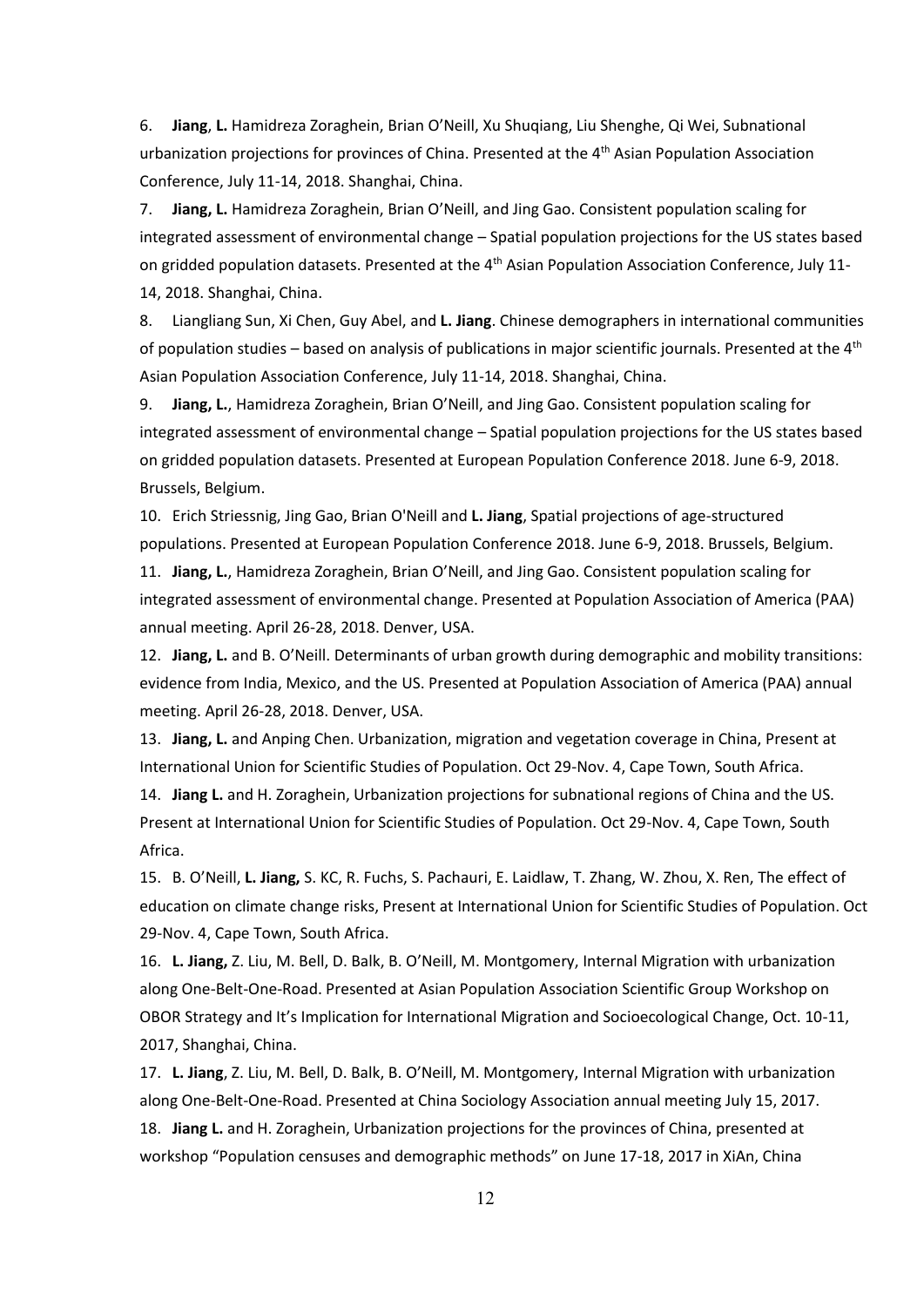6. **Jiang**, **L.** Hamidreza Zoraghein, Brian O'Neill, Xu Shuqiang, Liu Shenghe, Qi Wei, Subnational urbanization projections for provinces of China. Presented at the 4th Asian Population Association Conference, July 11-14, 2018. Shanghai, China.

7. **Jiang, L.** Hamidreza Zoraghein, Brian O'Neill, and Jing Gao. Consistent population scaling for integrated assessment of environmental change – Spatial population projections for the US states based on gridded population datasets. Presented at the 4th Asian Population Association Conference, July 11-14, 2018. Shanghai, China.

8. Liangliang Sun, Xi Chen, Guy Abel, and **L. Jiang**. Chinese demographers in international communities of population studies – based on analysis of publications in major scientific journals. Presented at the 4th Asian Population Association Conference, July 11-14, 2018. Shanghai, China.

9. **Jiang, L.**, Hamidreza Zoraghein, Brian O'Neill, and Jing Gao. Consistent population scaling for integrated assessment of environmental change – Spatial population projections for the US states based on gridded population datasets. Presented at European Population Conference 2018. June 6-9, 2018. Brussels, Belgium.

10. Erich Striessnig, Jing Gao, Brian O'Neill and **L. Jiang**, Spatial projections of age-structured populations. Presented at European Population Conference 2018. June 6-9, 2018. Brussels, Belgium.

11. **Jiang, L.**, Hamidreza Zoraghein, Brian O'Neill, and Jing Gao. Consistent population scaling for integrated assessment of environmental change. Presented at Population Association of America (PAA) annual meeting. April 26-28, 2018. Denver, USA.

12. **Jiang, L.** and B. O'Neill. Determinants of urban growth during demographic and mobility transitions: evidence from India, Mexico, and the US. Presented at Population Association of America (PAA) annual meeting. April 26-28, 2018. Denver, USA.

13. **Jiang, L.** and Anping Chen. Urbanization, migration and vegetation coverage in China, Present at International Union for Scientific Studies of Population. Oct 29-Nov. 4, Cape Town, South Africa.

14. **Jiang L.** and H. Zoraghein, Urbanization projections for subnational regions of China and the US. Present at International Union for Scientific Studies of Population. Oct 29-Nov. 4, Cape Town, South Africa.

15. B. O'Neill, **L. Jiang,** S. KC, R. Fuchs, S. Pachauri, E. Laidlaw, T. Zhang, W. Zhou, X. Ren, The effect of education on climate change risks, Present at International Union for Scientific Studies of Population. Oct 29-Nov. 4, Cape Town, South Africa.

16. **L. Jiang,** Z. Liu, M. Bell, D. Balk, B. O'Neill, M. Montgomery, Internal Migration with urbanization along One-Belt-One-Road. Presented at Asian Population Association Scientific Group Workshop on OBOR Strategy and It's Implication for International Migration and Socioecological Change, Oct. 10-11, 2017, Shanghai, China.

17. **L. Jiang**, Z. Liu, M. Bell, D. Balk, B. O'Neill, M. Montgomery, Internal Migration with urbanization along One-Belt-One-Road. Presented at China Sociology Association annual meeting July 15, 2017.

18. **Jiang L.** and H. Zoraghein, Urbanization projections for the provinces of China, presented at workshop "Population censuses and demographic methods" on June 17-18, 2017 in XiAn, China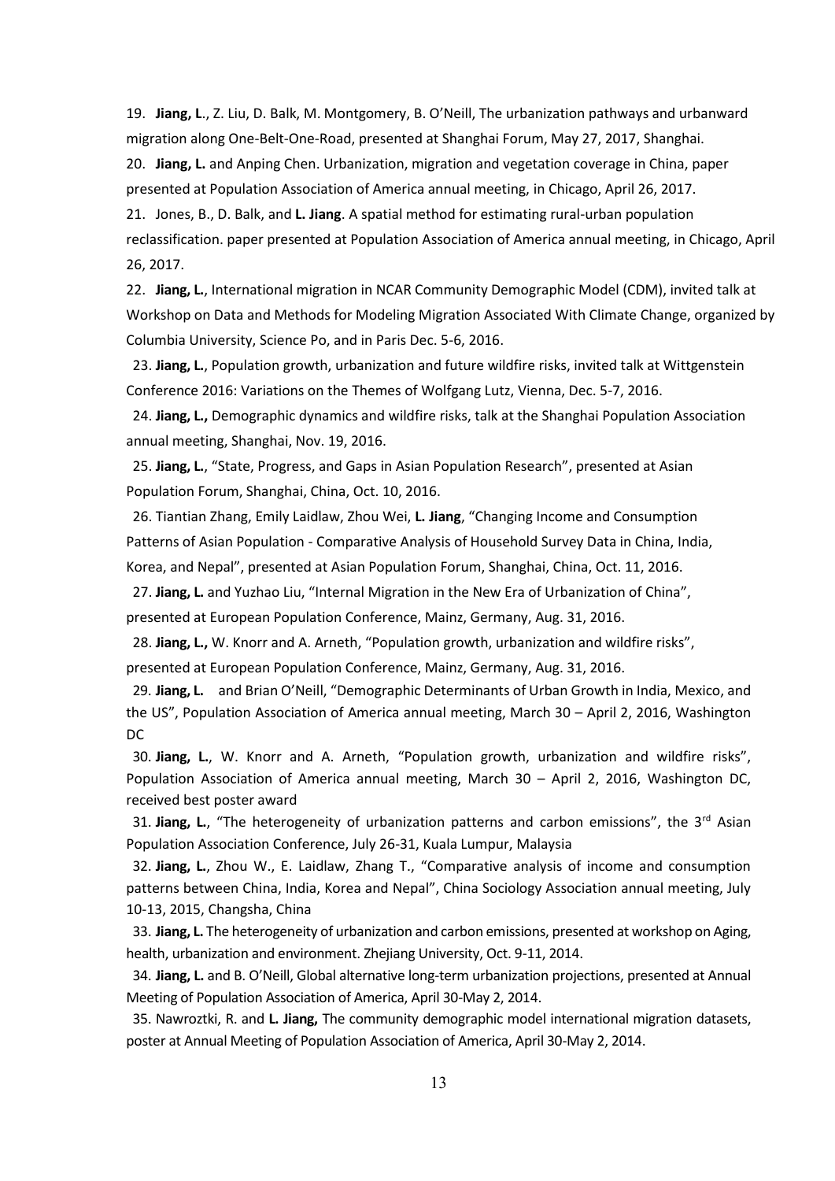19. **Jiang, L**., Z. Liu, D. Balk, M. Montgomery, B. O'Neill, The urbanization pathways and urbanward migration along One-Belt-One-Road, presented at Shanghai Forum, May 27, 2017, Shanghai.

20. **Jiang, L.** and Anping Chen. Urbanization, migration and vegetation coverage in China, paper presented at Population Association of America annual meeting, in Chicago, April 26, 2017.

21. Jones, B., D. Balk, and **L. Jiang**. A spatial method for estimating rural-urban population reclassification. paper presented at Population Association of America annual meeting, in Chicago, April 26, 2017.

22. **Jiang, L.**, International migration in NCAR Community Demographic Model (CDM), invited talk at Workshop on Data and Methods for Modeling Migration Associated With Climate Change, organized by Columbia University, Science Po, and in Paris Dec. 5-6, 2016.

23. **Jiang, L.**, Population growth, urbanization and future wildfire risks, invited talk at Wittgenstein Conference 2016: Variations on the Themes of Wolfgang Lutz, Vienna, Dec. 5-7, 2016.

24. **Jiang, L.,** Demographic dynamics and wildfire risks, talk at the Shanghai Population Association annual meeting, Shanghai, Nov. 19, 2016.

25. **Jiang, L.**, "State, Progress, and Gaps in Asian Population Research", presented at Asian Population Forum, Shanghai, China, Oct. 10, 2016.

26. Tiantian Zhang, Emily Laidlaw, Zhou Wei, **L. Jiang**, "Changing Income and Consumption Patterns of Asian Population - Comparative Analysis of Household Survey Data in China, India, Korea, and Nepal", presented at Asian Population Forum, Shanghai, China, Oct. 11, 2016.

27. **Jiang, L.** and Yuzhao Liu, "Internal Migration in the New Era of Urbanization of China", presented at European Population Conference, Mainz, Germany, Aug. 31, 2016.

28. **Jiang, L.,** W. Knorr and A. Arneth, "Population growth, urbanization and wildfire risks", presented at European Population Conference, Mainz, Germany, Aug. 31, 2016.

29. **Jiang, L.** and Brian O'Neill, "Demographic Determinants of Urban Growth in India, Mexico, and the US", Population Association of America annual meeting, March 30 – April 2, 2016, Washington DC

30. **Jiang, L.**, W. Knorr and A. Arneth, "Population growth, urbanization and wildfire risks", Population Association of America annual meeting, March 30 – April 2, 2016, Washington DC, received best poster award

31. **Jiang, L.**, "The heterogeneity of urbanization patterns and carbon emissions", the 3rd Asian Population Association Conference, July 26-31, Kuala Lumpur, Malaysia

32. **Jiang, L.**, Zhou W., E. Laidlaw, Zhang T., "Comparative analysis of income and consumption patterns between China, India, Korea and Nepal", China Sociology Association annual meeting, July 10-13, 2015, Changsha, China

33. **Jiang, L.** The heterogeneity of urbanization and carbon emissions, presented at workshop on Aging, health, urbanization and environment. Zhejiang University, Oct. 9-11, 2014.

34. **Jiang, L.** and B. O'Neill, Global alternative long-term urbanization projections, presented at Annual Meeting of Population Association of America, April 30-May 2, 2014.

35. Nawroztki, R. and **L. Jiang,** The community demographic model international migration datasets, poster at Annual Meeting of Population Association of America, April 30-May 2, 2014.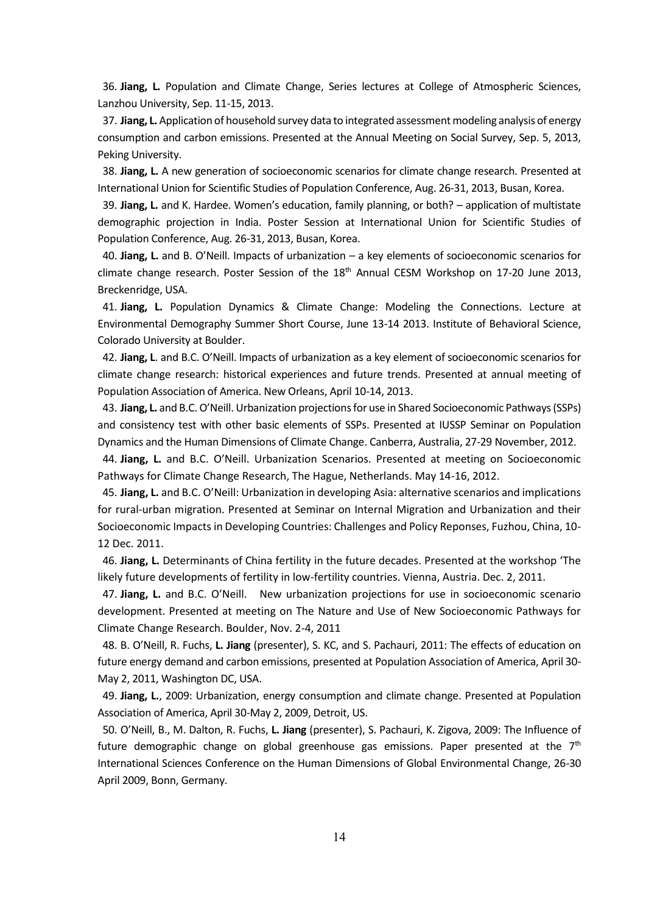36. **Jiang, L.** Population and Climate Change, Series lectures at College of Atmospheric Sciences, Lanzhou University, Sep. 11-15, 2013.

37. **Jiang, L.** Application of household survey data to integrated assessment modeling analysis of energy consumption and carbon emissions. Presented at the Annual Meeting on Social Survey, Sep. 5, 2013, Peking University.

38. **Jiang, L.** A new generation of socioeconomic scenarios for climate change research. Presented at International Union for Scientific Studies of Population Conference, Aug. 26-31, 2013, Busan, Korea.

39. **Jiang, L.** and K. Hardee. Women's education, family planning, or both? – application of multistate demographic projection in India. Poster Session at International Union for Scientific Studies of Population Conference, Aug. 26-31, 2013, Busan, Korea.

40. **Jiang, L.** and B. O'Neill. Impacts of urbanization – a key elements of socioeconomic scenarios for climate change research. Poster Session of the 18th Annual CESM Workshop on 17-20 June 2013, Breckenridge, USA.

41. **Jiang, L.** Population Dynamics & Climate Change: Modeling the Connections. Lecture at Environmental Demography Summer Short Course, June 13-14 2013. Institute of Behavioral Science, Colorado University at Boulder.

42. **Jiang, L**. and B.C. O'Neill. Impacts of urbanization as a key element of socioeconomic scenarios for climate change research: historical experiences and future trends. Presented at annual meeting of Population Association of America. New Orleans, April 10-14, 2013.

43. **Jiang, L.** and B.C. O'Neill. Urbanization projections for use in Shared Socioeconomic Pathways (SSPs) and consistency test with other basic elements of SSPs. Presented at IUSSP Seminar on Population Dynamics and the Human Dimensions of Climate Change. Canberra, Australia, 27-29 November, 2012.

44. **Jiang, L.** and B.C. O'Neill. Urbanization Scenarios. Presented at meeting on Socioeconomic Pathways for Climate Change Research, The Hague, Netherlands. May 14-16, 2012.

45. **Jiang, L.** and B.C. O'Neill: Urbanization in developing Asia: alternative scenarios and implications for rural-urban migration. Presented at Seminar on Internal Migration and Urbanization and their Socioeconomic Impacts in Developing Countries: Challenges and Policy Reponses, Fuzhou, China, 10-12 Dec. 2011.

46. **Jiang, L.** Determinants of China fertility in the future decades. Presented at the workshop 'The likely future developments of fertility in low-fertility countries. Vienna, Austria. Dec. 2, 2011.

47. **Jiang, L.** and B.C. O'Neill. New urbanization projections for use in socioeconomic scenario development. Presented at meeting on The Nature and Use of New Socioeconomic Pathways for Climate Change Research. Boulder, Nov. 2-4, 2011

48. B. O'Neill, R. Fuchs, **L. Jiang** (presenter), S. KC, and S. Pachauri, 2011: The effects of education on future energy demand and carbon emissions, presented at Population Association of America, April 30-May 2, 2011, Washington DC, USA.

49. **Jiang, L.**, 2009: Urbanization, energy consumption and climate change. Presented at Population Association of America, April 30-May 2, 2009, Detroit, US.

50. O'Neill, B., M. Dalton, R. Fuchs, **L. Jiang** (presenter), S. Pachauri, K. Zigova, 2009: The Influence of future demographic change on global greenhouse gas emissions. Paper presented at the 7th International Sciences Conference on the Human Dimensions of Global Environmental Change, 26-30 April 2009, Bonn, Germany.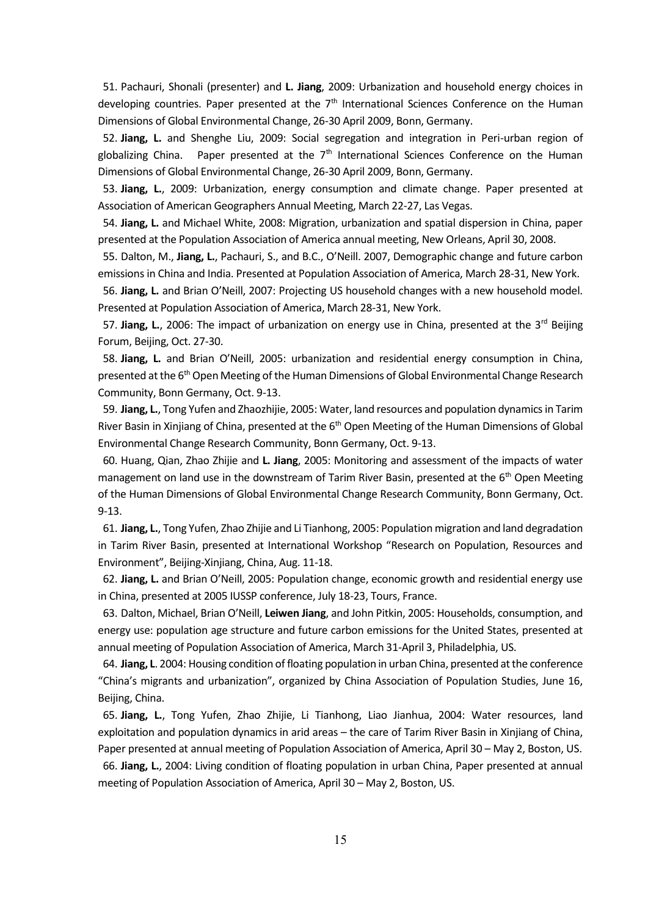51. Pachauri, Shonali (presenter) and **L. Jiang**, 2009: Urbanization and household energy choices in developing countries. Paper presented at the 7th International Sciences Conference on the Human Dimensions of Global Environmental Change, 26-30 April 2009, Bonn, Germany.

52. **Jiang, L.** and Shenghe Liu, 2009: Social segregation and integration in Peri-urban region of globalizing China. Paper presented at the 7th International Sciences Conference on the Human Dimensions of Global Environmental Change, 26-30 April 2009, Bonn, Germany.

53. **Jiang, L.**, 2009: Urbanization, energy consumption and climate change. Paper presented at Association of American Geographers Annual Meeting, March 22-27, Las Vegas.

54. **Jiang, L.** and Michael White, 2008: Migration, urbanization and spatial dispersion in China, paper presented at the Population Association of America annual meeting, New Orleans, April 30, 2008.

55. Dalton, M., **Jiang, L.**, Pachauri, S., and B.C., O'Neill. 2007, Demographic change and future carbon emissions in China and India. Presented at Population Association of America, March 28-31, New York.

56. **Jiang, L.** and Brian O'Neill, 2007: Projecting US household changes with a new household model. Presented at Population Association of America, March 28-31, New York.

57. **Jiang, L.**, 2006: The impact of urbanization on energy use in China, presented at the 3rd Beijing Forum, Beijing, Oct. 27-30.

58. **Jiang, L.** and Brian O'Neill, 2005: urbanization and residential energy consumption in China, presented at the 6th Open Meeting of the Human Dimensions of Global Environmental Change Research Community, Bonn Germany, Oct. 9-13.

59. **Jiang, L.**, Tong Yufen and Zhaozhijie, 2005: Water, land resources and population dynamics in Tarim River Basin in Xinjiang of China, presented at the 6th Open Meeting of the Human Dimensions of Global Environmental Change Research Community, Bonn Germany, Oct. 9-13.

60. Huang, Qian, Zhao Zhijie and **L. Jiang**, 2005: Monitoring and assessment of the impacts of water management on land use in the downstream of Tarim River Basin, presented at the 6th Open Meeting of the Human Dimensions of Global Environmental Change Research Community, Bonn Germany, Oct. 9-13.

61. **Jiang, L.**, Tong Yufen, Zhao Zhijie and Li Tianhong, 2005: Population migration and land degradation in Tarim River Basin, presented at International Workshop "Research on Population, Resources and Environment", Beijing-Xinjiang, China, Aug. 11-18.

62. **Jiang, L.** and Brian O'Neill, 2005: Population change, economic growth and residential energy use in China, presented at 2005 IUSSP conference, July 18-23, Tours, France.

63. Dalton, Michael, Brian O'Neill, **Leiwen Jiang**, and John Pitkin, 2005: Households, consumption, and energy use: population age structure and future carbon emissions for the United States, presented at annual meeting of Population Association of America, March 31-April 3, Philadelphia, US.

64. **Jiang, L**. 2004: Housing condition of floating population in urban China, presented at the conference "China's migrants and urbanization", organized by China Association of Population Studies, June 16, Beijing, China.

65. **Jiang, L.**, Tong Yufen, Zhao Zhijie, Li Tianhong, Liao Jianhua, 2004: Water resources, land exploitation and population dynamics in arid areas – the care of Tarim River Basin in Xinjiang of China, Paper presented at annual meeting of Population Association of America, April 30 – May 2, Boston, US.

66. **Jiang, L.**, 2004: Living condition of floating population in urban China, Paper presented at annual meeting of Population Association of America, April 30 – May 2, Boston, US.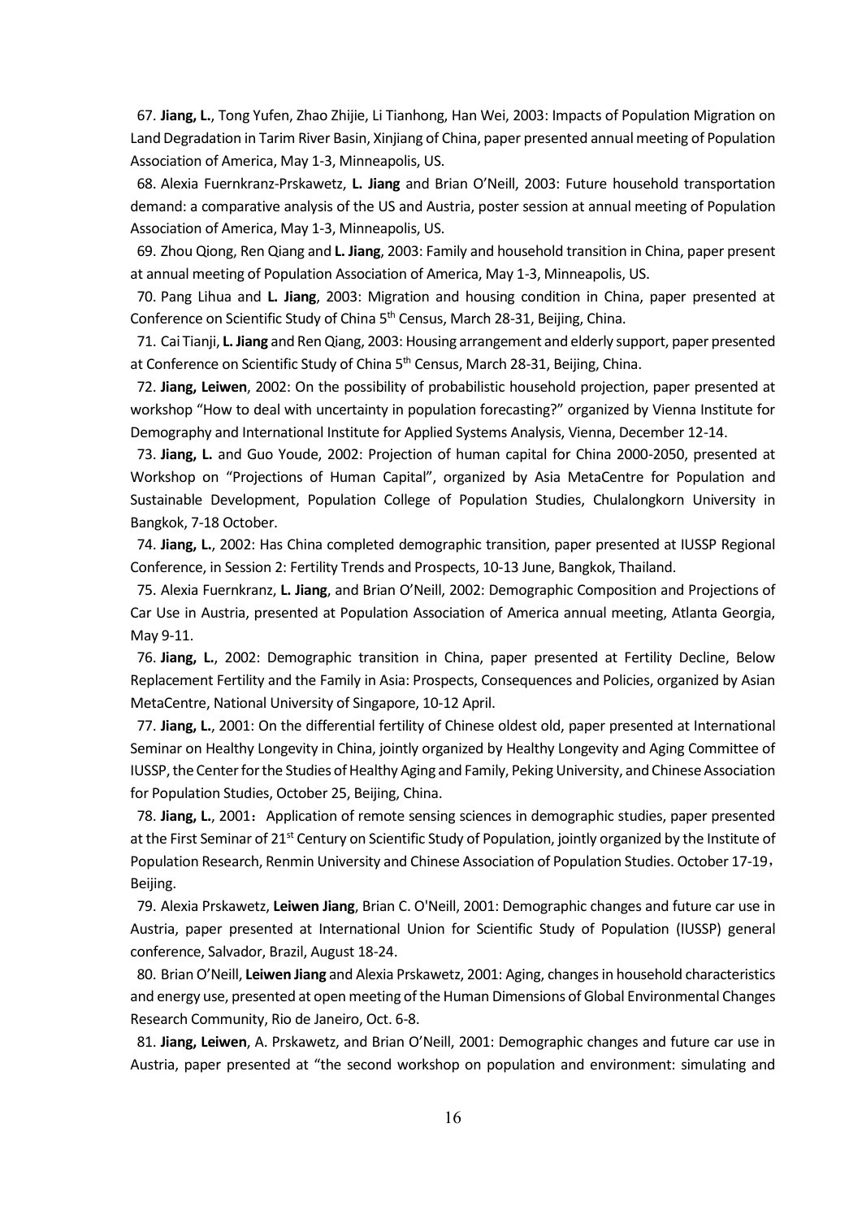67. **Jiang, L.**, Tong Yufen, Zhao Zhijie, Li Tianhong, Han Wei, 2003: Impacts of Population Migration on Land Degradation in Tarim River Basin, Xinjiang of China, paper presented annual meeting of Population Association of America, May 1-3, Minneapolis, US.

68. Alexia Fuernkranz-Prskawetz, **L. Jiang** and Brian O'Neill, 2003: Future household transportation demand: a comparative analysis of the US and Austria, poster session at annual meeting of Population Association of America, May 1-3, Minneapolis, US.

69. Zhou Qiong, Ren Qiang and **L. Jiang**, 2003: Family and household transition in China, paper present at annual meeting of Population Association of America, May 1-3, Minneapolis, US.

70. Pang Lihua and **L. Jiang**, 2003: Migration and housing condition in China, paper presented at Conference on Scientific Study of China 5th Census, March 28-31, Beijing, China.

71. Cai Tianji, **L. Jiang** and Ren Qiang, 2003: Housing arrangement and elderly support, paper presented at Conference on Scientific Study of China 5th Census, March 28-31, Beijing, China.

72. **Jiang, Leiwen**, 2002: On the possibility of probabilistic household projection, paper presented at workshop "How to deal with uncertainty in population forecasting?" organized by Vienna Institute for Demography and International Institute for Applied Systems Analysis, Vienna, December 12-14.

73. **Jiang, L.** and Guo Youde, 2002: Projection of human capital for China 2000-2050, presented at Workshop on "Projections of Human Capital", organized by Asia MetaCentre for Population and Sustainable Development, Population College of Population Studies, Chulalongkorn University in Bangkok, 7-18 October.

74. **Jiang, L.**, 2002: Has China completed demographic transition, paper presented at IUSSP Regional Conference, in Session 2: Fertility Trends and Prospects, 10-13 June, Bangkok, Thailand.

75. Alexia Fuernkranz, **L. Jiang**, and Brian O'Neill, 2002: Demographic Composition and Projections of Car Use in Austria, presented at Population Association of America annual meeting, Atlanta Georgia, May 9-11.

76. **Jiang, L.**, 2002: Demographic transition in China, paper presented at Fertility Decline, Below Replacement Fertility and the Family in Asia: Prospects, Consequences and Policies, organized by Asian MetaCentre, National University of Singapore, 10-12 April.

77. **Jiang, L.**, 2001: On the differential fertility of Chinese oldest old, paper presented at International Seminar on Healthy Longevity in China, jointly organized by Healthy Longevity and Aging Committee of IUSSP, the Center for the Studies of Healthy Aging and Family, Peking University, and Chinese Association for Population Studies, October 25, Beijing, China.

78. **Jiang, L.**, 2001：Application of remote sensing sciences in demographic studies, paper presented at the First Seminar of 21st Century on Scientific Study of Population, jointly organized by the Institute of Population Research, Renmin University and Chinese Association of Population Studies. October 17-19，Beijing.

79. Alexia Prskawetz, **Leiwen Jiang**, Brian C. O'Neill, 2001: Demographic changes and future car use in Austria, paper presented at International Union for Scientific Study of Population (IUSSP) general conference, Salvador, Brazil, August 18-24.

80. Brian O'Neill, **Leiwen Jiang** and Alexia Prskawetz, 2001: Aging, changes in household characteristics and energy use, presented at open meeting of the Human Dimensions of Global Environmental Changes Research Community, Rio de Janeiro, Oct. 6-8.

81. **Jiang, Leiwen**, A. Prskawetz, and Brian O'Neill, 2001: Demographic changes and future car use in Austria, paper presented at "the second workshop on population and environment: simulating and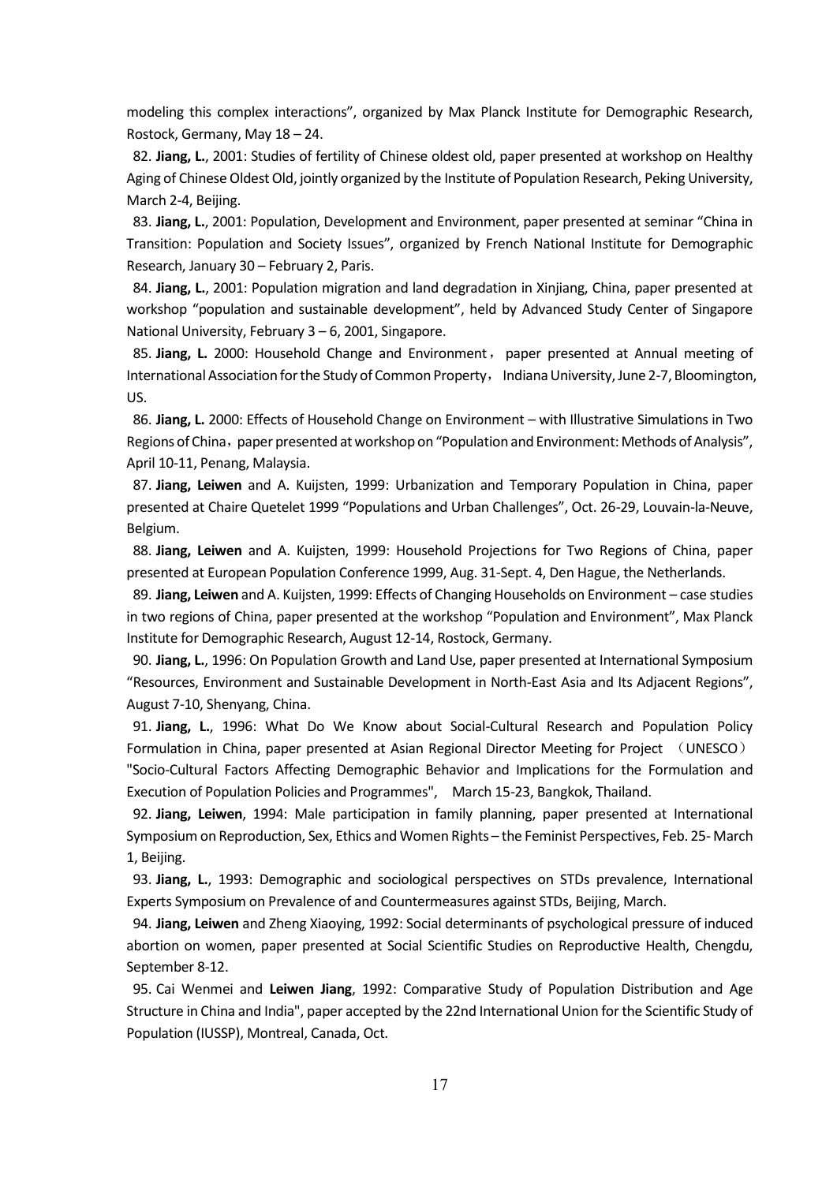modeling this complex interactions", organized by Max Planck Institute for Demographic Research, Rostock, Germany, May 18 – 24.

82. **Jiang, L.**, 2001: Studies of fertility of Chinese oldest old, paper presented at workshop on Healthy Aging of Chinese Oldest Old, jointly organized by the Institute of Population Research, Peking University, March 2-4, Beijing.

83. **Jiang, L.**, 2001: Population, Development and Environment, paper presented at seminar "China in Transition: Population and Society Issues", organized by French National Institute for Demographic Research, January 30 – February 2, Paris.

84. **Jiang, L.**, 2001: Population migration and land degradation in Xinjiang, China, paper presented at workshop "population and sustainable development", held by Advanced Study Center of Singapore National University, February 3 – 6, 2001, Singapore.

85. **Jiang, L.** 2000: Household Change and Environment， paper presented at Annual meeting of International Association for the Study of Common Property， Indiana University, June 2-7, Bloomington, US.

86. **Jiang, L.** 2000: Effects of Household Change on Environment – with Illustrative Simulations in Two Regions of China，paper presented at workshop on "Population and Environment: Methods of Analysis", April 10-11, Penang, Malaysia.

87. **Jiang, Leiwen** and A. Kuijsten, 1999: Urbanization and Temporary Population in China, paper presented at Chaire Quetelet 1999 "Populations and Urban Challenges", Oct. 26-29, Louvain-la-Neuve, Belgium.

88. **Jiang, Leiwen** and A. Kuijsten, 1999: Household Projections for Two Regions of China, paper presented at European Population Conference 1999, Aug. 31-Sept. 4, Den Hague, the Netherlands.

89. **Jiang, Leiwen** and A. Kuijsten, 1999: Effects of Changing Households on Environment – case studies in two regions of China, paper presented at the workshop "Population and Environment", Max Planck Institute for Demographic Research, August 12-14, Rostock, Germany.

90. **Jiang, L.**, 1996: On Population Growth and Land Use, paper presented at International Symposium "Resources, Environment and Sustainable Development in North-East Asia and Its Adjacent Regions", August 7-10, Shenyang, China.

91. **Jiang, L.**, 1996: What Do We Know about Social-Cultural Research and Population Policy Formulation in China, paper presented at Asian Regional Director Meeting for Project （UNESCO） "Socio-Cultural Factors Affecting Demographic Behavior and Implications for the Formulation and Execution of Population Policies and Programmes", March 15-23, Bangkok, Thailand.

92. **Jiang, Leiwen**, 1994: Male participation in family planning, paper presented at International Symposium on Reproduction, Sex, Ethics and Women Rights – the Feminist Perspectives, Feb. 25- March 1, Beijing.

93. **Jiang, L.**, 1993: Demographic and sociological perspectives on STDs prevalence, International Experts Symposium on Prevalence of and Countermeasures against STDs, Beijing, March.

94. **Jiang, Leiwen** and Zheng Xiaoying, 1992: Social determinants of psychological pressure of induced abortion on women, paper presented at Social Scientific Studies on Reproductive Health, Chengdu, September 8-12.

95. Cai Wenmei and **Leiwen Jiang**, 1992: Comparative Study of Population Distribution and Age Structure in China and India", paper accepted by the 22nd International Union for the Scientific Study of Population (IUSSP), Montreal, Canada, Oct.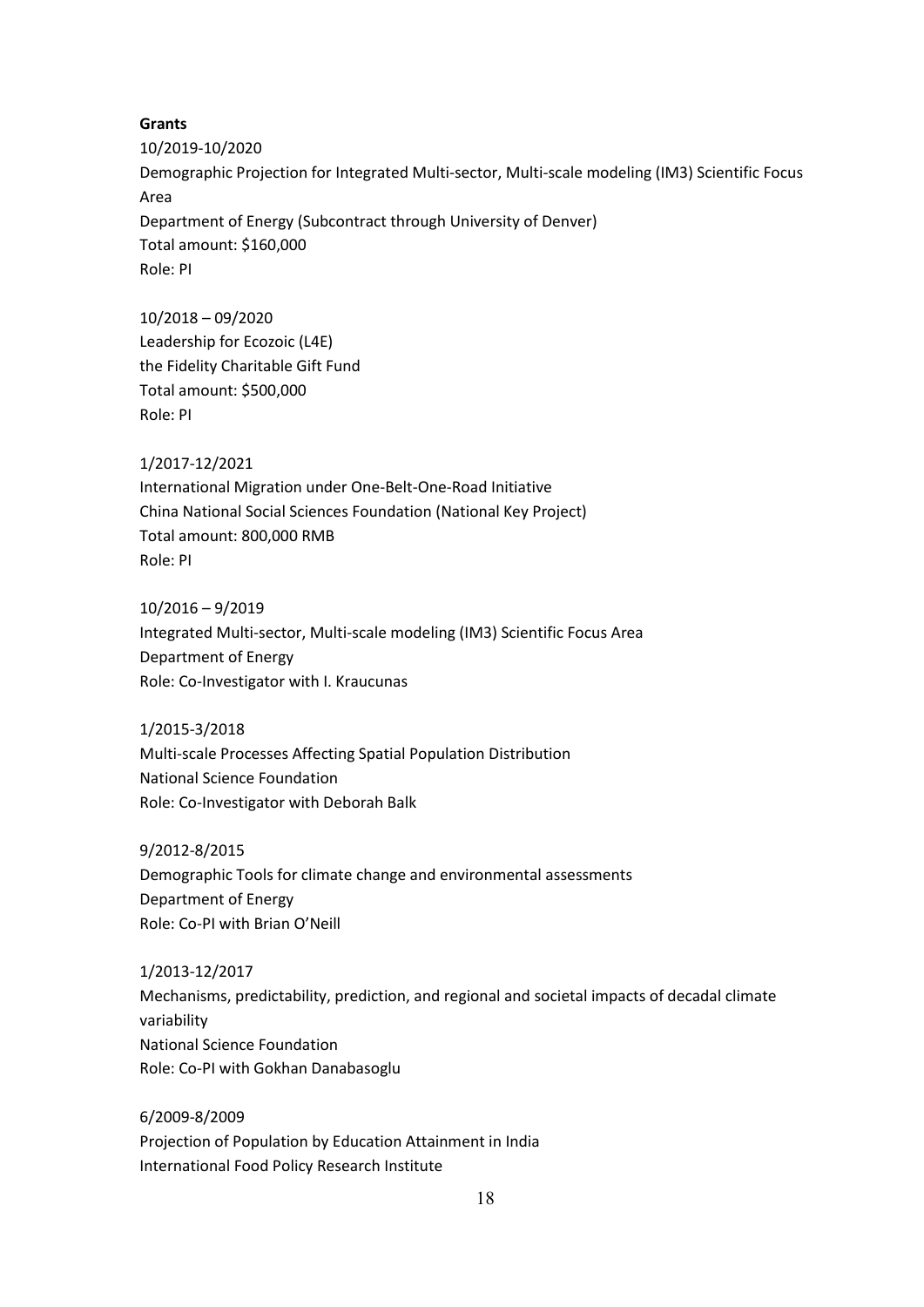**Grants**

10/2019-10/2020
Demographic Projection for Integrated Multi-sector, Multi-scale modeling (IM3) Scientific Focus Area
Department of Energy (Subcontract through University of Denver)
Total amount: $160,000
Role: PI

10/2018 – 09/2020
Leadership for Ecozoic (L4E)
the Fidelity Charitable Gift Fund
Total amount: $500,000
Role: PI

1/2017-12/2021
International Migration under One-Belt-One-Road Initiative
China National Social Sciences Foundation (National Key Project)
Total amount: 800,000 RMB
Role: PI

10/2016 – 9/2019
Integrated Multi-sector, Multi-scale modeling (IM3) Scientific Focus Area
Department of Energy
Role: Co-Investigator with I. Kraucunas

1/2015-3/2018
Multi-scale Processes Affecting Spatial Population Distribution
National Science Foundation
Role: Co-Investigator with Deborah Balk

9/2012-8/2015
Demographic Tools for climate change and environmental assessments
Department of Energy
Role: Co-PI with Brian O'Neill

1/2013-12/2017
Mechanisms, predictability, prediction, and regional and societal impacts of decadal climate variability
National Science Foundation
Role: Co-PI with Gokhan Danabasoglu

6/2009-8/2009
Projection of Population by Education Attainment in India
International Food Policy Research Institute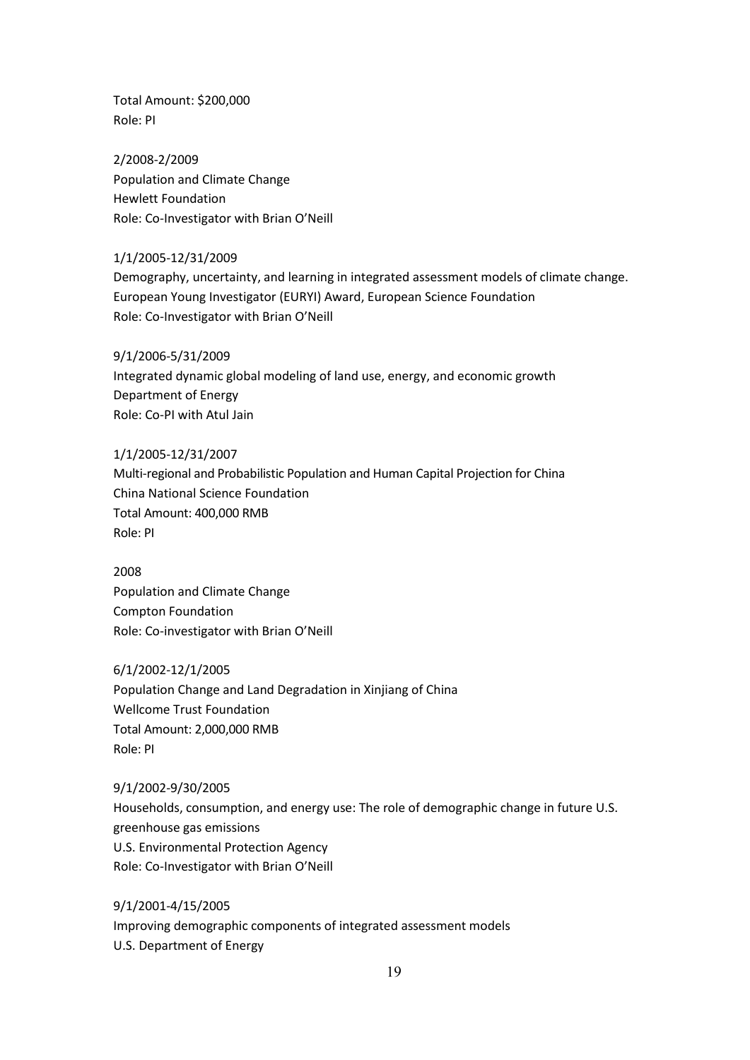Total Amount: $200,000
Role: PI

2/2008-2/2009
Population and Climate Change
Hewlett Foundation
Role: Co-Investigator with Brian O'Neill

1/1/2005-12/31/2009
Demography, uncertainty, and learning in integrated assessment models of climate change.
European Young Investigator (EURYI) Award, European Science Foundation
Role: Co-Investigator with Brian O'Neill

9/1/2006-5/31/2009
Integrated dynamic global modeling of land use, energy, and economic growth
Department of Energy
Role: Co-PI with Atul Jain

1/1/2005-12/31/2007
Multi-regional and Probabilistic Population and Human Capital Projection for China
China National Science Foundation
Total Amount: 400,000 RMB
Role: PI

2008
Population and Climate Change
Compton Foundation
Role: Co-investigator with Brian O'Neill

6/1/2002-12/1/2005
Population Change and Land Degradation in Xinjiang of China
Wellcome Trust Foundation
Total Amount: 2,000,000 RMB
Role: PI

9/1/2002-9/30/2005
Households, consumption, and energy use: The role of demographic change in future U.S. greenhouse gas emissions
U.S. Environmental Protection Agency
Role: Co-Investigator with Brian O'Neill

9/1/2001-4/15/2005
Improving demographic components of integrated assessment models
U.S. Department of Energy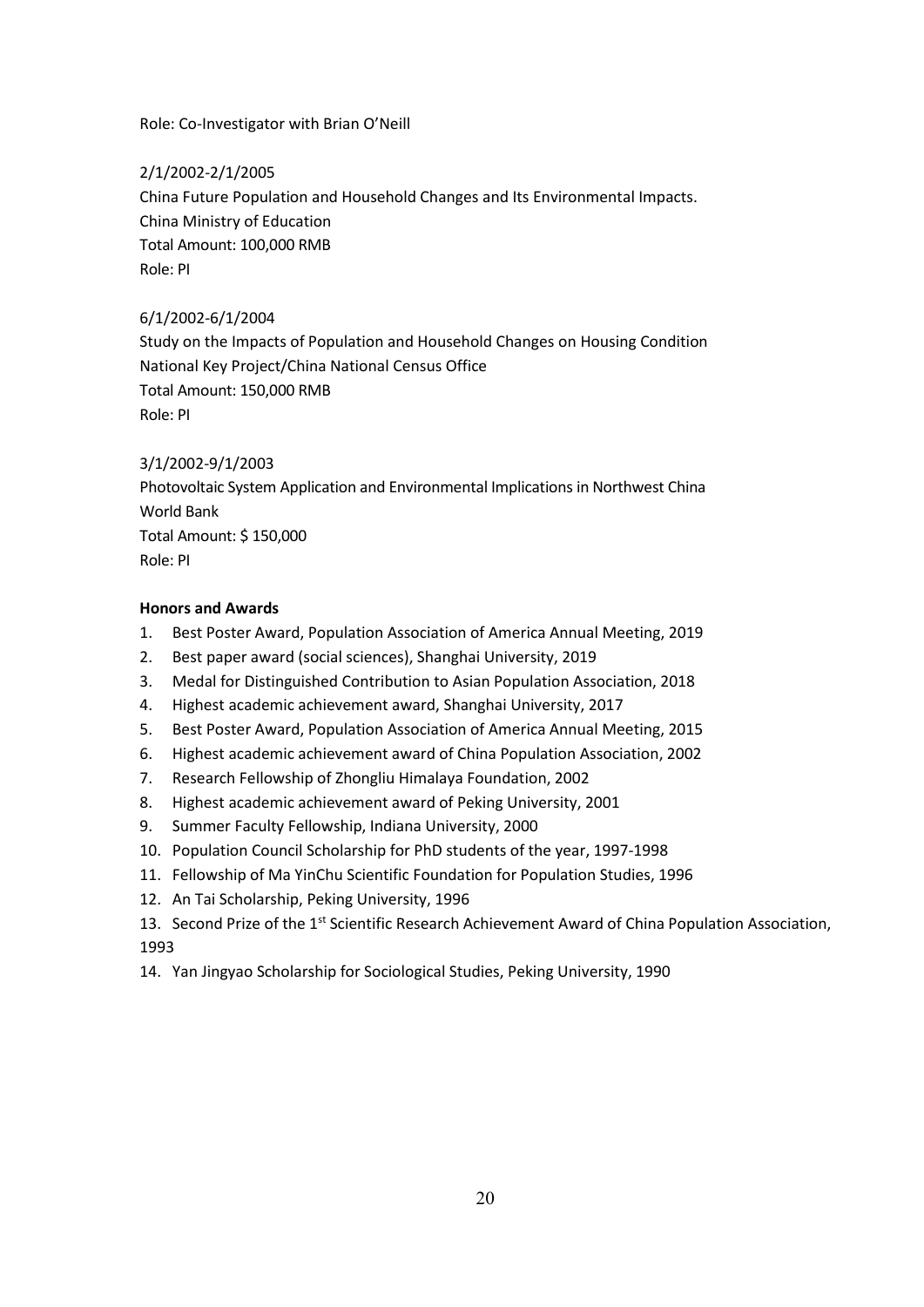Role: Co-Investigator with Brian O'Neill

2/1/2002-2/1/2005
China Future Population and Household Changes and Its Environmental Impacts.
China Ministry of Education
Total Amount: 100,000 RMB
Role: PI

6/1/2002-6/1/2004
Study on the Impacts of Population and Household Changes on Housing Condition
National Key Project/China National Census Office
Total Amount: 150,000 RMB
Role: PI

3/1/2002-9/1/2003
Photovoltaic System Application and Environmental Implications in Northwest China
World Bank
Total Amount: $ 150,000
Role: PI

**Honors and Awards**

1. Best Poster Award, Population Association of America Annual Meeting, 2019
2. Best paper award (social sciences), Shanghai University, 2019
3. Medal for Distinguished Contribution to Asian Population Association, 2018
4. Highest academic achievement award, Shanghai University, 2017
5. Best Poster Award, Population Association of America Annual Meeting, 2015
6. Highest academic achievement award of China Population Association, 2002
7. Research Fellowship of Zhongliu Himalaya Foundation, 2002
8. Highest academic achievement award of Peking University, 2001
9. Summer Faculty Fellowship, Indiana University, 2000
10. Population Council Scholarship for PhD students of the year, 1997-1998
11. Fellowship of Ma YinChu Scientific Foundation for Population Studies, 1996
12. An Tai Scholarship, Peking University, 1996
13. Second Prize of the 1st Scientific Research Achievement Award of China Population Association, 1993
14. Yan Jingyao Scholarship for Sociological Studies, Peking University, 1990